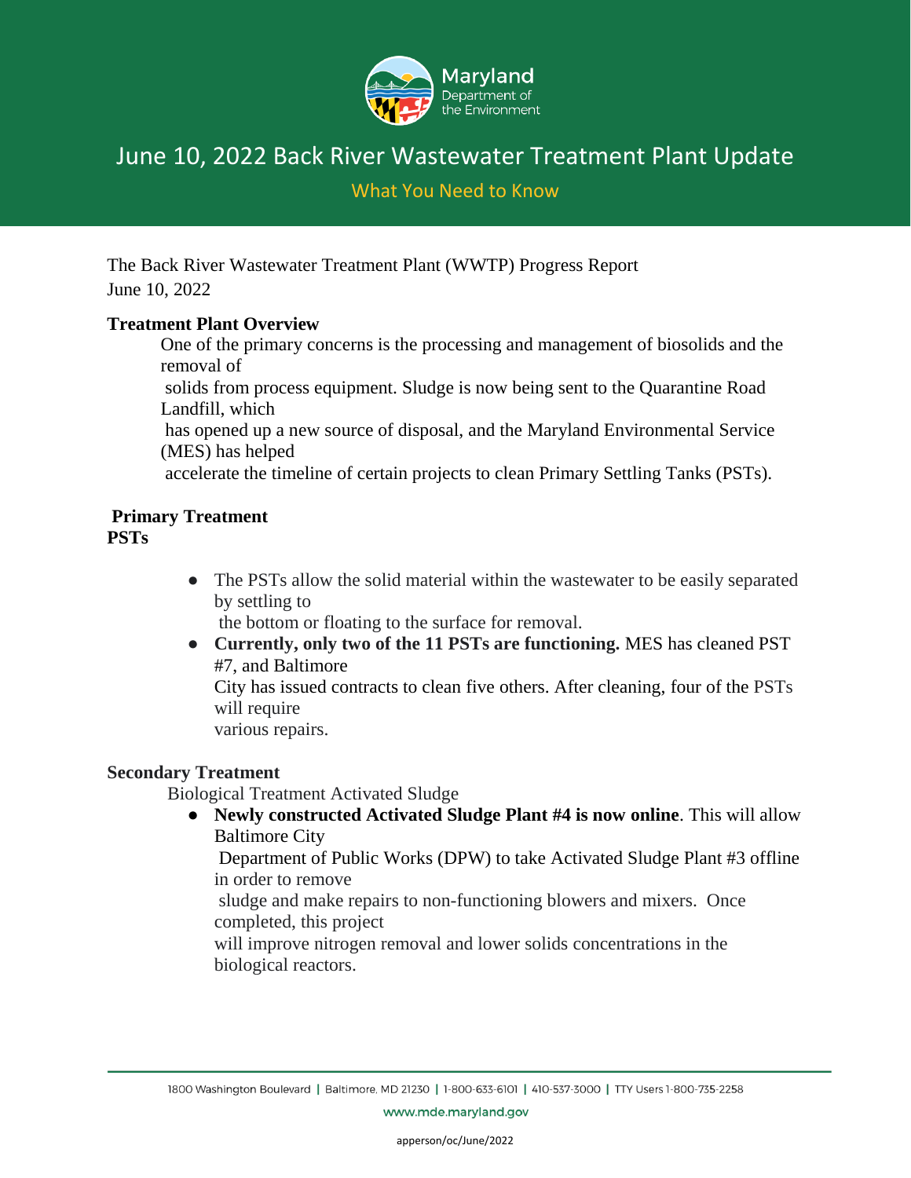# June 10, 2022 Back River Wastewater Treatment Plant Update

## What You Need to Know

The Back River Wastewater Treatment Plant (WWTP) Progress Report
June 10, 2022

**Treatment Plant Overview**

One of the primary concerns is the processing and management of biosolids and the removal of solids from process equipment. Sludge is now being sent to the Quarantine Road Landfill, which has opened up a new source of disposal, and the Maryland Environmental Service (MES) has helped accelerate the timeline of certain projects to clean Primary Settling Tanks (PSTs).

**Primary Treatment**
**PSTs**

- The PSTs allow the solid material within the wastewater to be easily separated by settling to the bottom or floating to the surface for removal.
- **Currently, only two of the 11 PSTs are functioning.** MES has cleaned PST #7, and Baltimore City has issued contracts to clean five others. After cleaning, four of the PSTs will require various repairs.

**Secondary Treatment**

Biological Treatment Activated Sludge

- **Newly constructed Activated Sludge Plant #4 is now online**. This will allow Baltimore City Department of Public Works (DPW) to take Activated Sludge Plant #3 offline in order to remove sludge and make repairs to non-functioning blowers and mixers. Once completed, this project will improve nitrogen removal and lower solids concentrations in the biological reactors.

1800 Washington Boulevard | Baltimore, MD 21230 | 1-800-633-6101 | 410-537-3000 | TTY Users 1-800-735-2258

www.mde.maryland.gov

apperson/oc/June/2022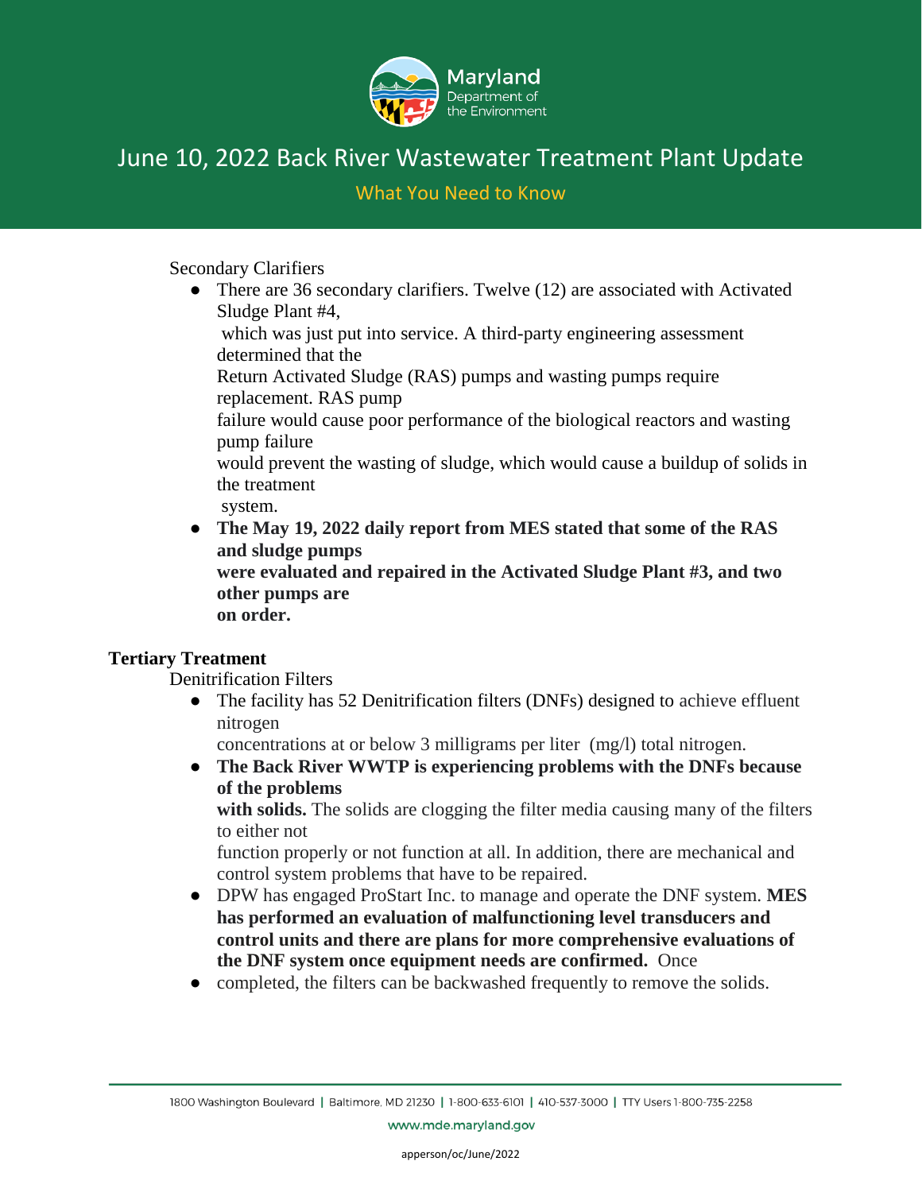Secondary Clarifiers

- There are 36 secondary clarifiers. Twelve (12) are associated with Activated Sludge Plant #4, which was just put into service. A third-party engineering assessment determined that the Return Activated Sludge (RAS) pumps and wasting pumps require replacement. RAS pump failure would cause poor performance of the biological reactors and wasting pump failure would prevent the wasting of sludge, which would cause a buildup of solids in the treatment system.
- **The May 19, 2022 daily report from MES stated that some of the RAS and sludge pumps were evaluated and repaired in the Activated Sludge Plant #3, and two other pumps are on order.**

**Tertiary Treatment**

Denitrification Filters

- The facility has 52 Denitrification filters (DNFs) designed to achieve effluent nitrogen concentrations at or below 3 milligrams per liter (mg/l) total nitrogen.
- **The Back River WWTP is experiencing problems with the DNFs because of the problems with solids.** The solids are clogging the filter media causing many of the filters to either not function properly or not function at all. In addition, there are mechanical and control system problems that have to be repaired.
- DPW has engaged ProStart Inc. to manage and operate the DNF system. **MES has performed an evaluation of malfunctioning level transducers and control units and there are plans for more comprehensive evaluations of the DNF system once equipment needs are confirmed.** Once
- completed, the filters can be backwashed frequently to remove the solids.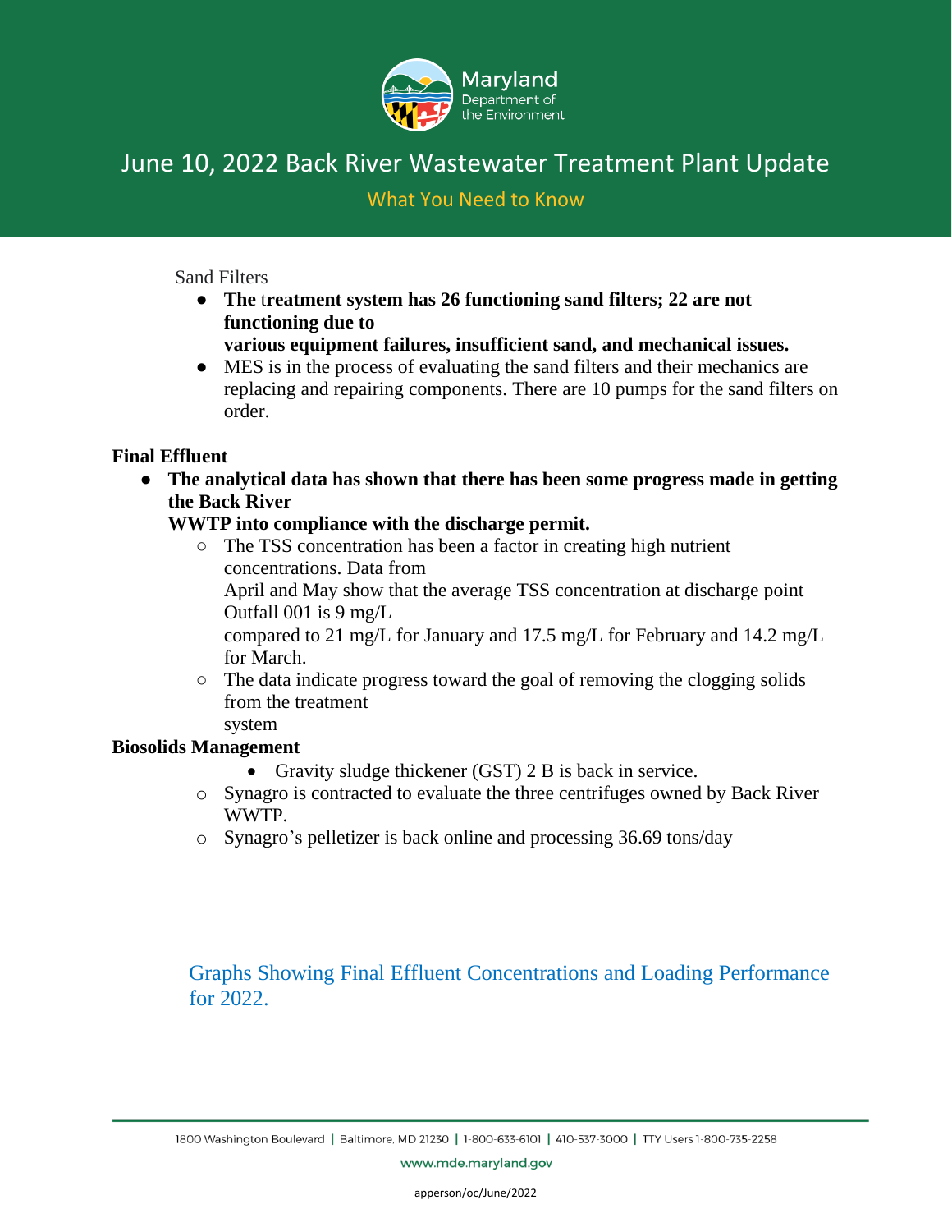# June 10, 2022 Back River Wastewater Treatment Plant Update

## What You Need to Know

Sand Filters

- **The treatment system has 26 functioning sand filters; 22 are not functioning due to various equipment failures, insufficient sand, and mechanical issues.**
- MES is in the process of evaluating the sand filters and their mechanics are replacing and repairing components. There are 10 pumps for the sand filters on order.

**Final Effluent**

- **The analytical data has shown that there has been some progress made in getting the Back River WWTP into compliance with the discharge permit.**
  - The TSS concentration has been a factor in creating high nutrient concentrations. Data from April and May show that the average TSS concentration at discharge point Outfall 001 is 9 mg/L compared to 21 mg/L for January and 17.5 mg/L for February and 14.2 mg/L for March.
  - The data indicate progress toward the goal of removing the clogging solids from the treatment system

**Biosolids Management**

- Gravity sludge thickener (GST) 2 B is back in service.
  - Synagro is contracted to evaluate the three centrifuges owned by Back River WWTP.
  - Synagro's pelletizer is back online and processing 36.69 tons/day

Graphs Showing Final Effluent Concentrations and Loading Performance for 2022.

apperson/oc/June/2022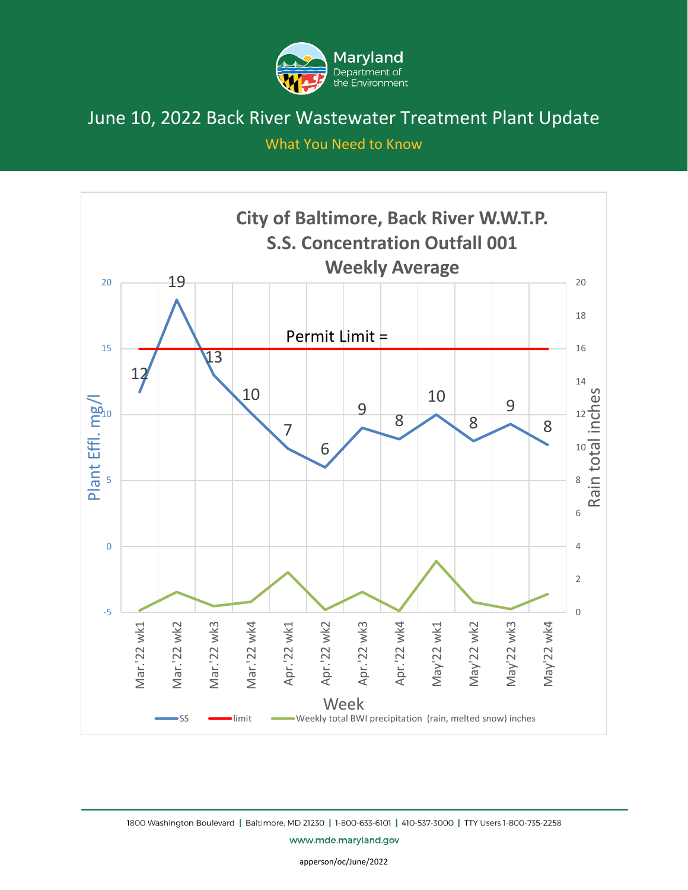# June 10, 2022 Back River Wastewater Treatment Plant Update

What You Need to Know

## City of Baltimore, Back River W.W.T.P.
## S.S. Concentration Outfall 001
## Weekly Average

Permit Limit =

| Week | SS (Plant Effl. mg/l) |
|---|---|
| Mar. '22 wk1 | 12 |
| Mar. '22 wk2 | 19 |
| Mar. '22 wk3 | 13 |
| Mar. '22 wk4 | 10 |
| Apr. '22 wk1 | 7 |
| Apr. '22 wk2 | 6 |
| Apr. '22 wk3 | 9 |
| Apr. '22 wk4 | 8 |
| May'22 wk1 | 10 |
| May'22 wk2 | 8 |
| May'22 wk3 | 9 |
| May'22 wk4 | 8 |

Legend: SS; limit; Weekly total BWI precipitation (rain, melted snow) inches

Left axis: Plant Effl. mg/l — Right axis: Rain total inches — X axis: Week

1800 Washington Boulevard | Baltimore, MD 21230 | 1-800-633-6101 | 410-537-3000 | TTY Users 1-800-735-2258

www.mde.maryland.gov

apperson/oc/June/2022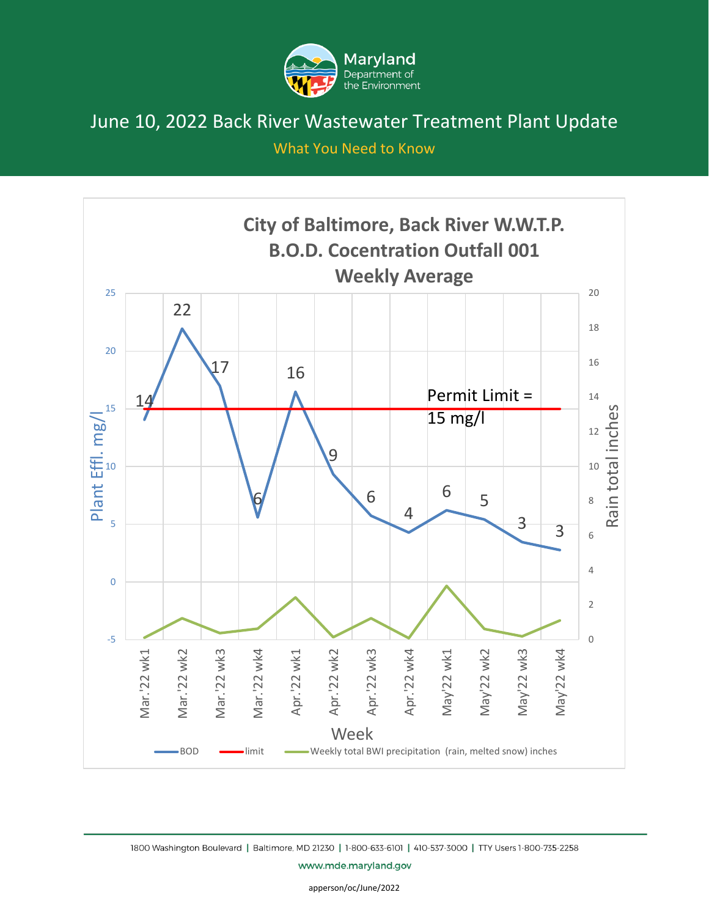Maryland Department of the Environment

# June 10, 2022 Back River Wastewater Treatment Plant Update

What You Need to Know

## City of Baltimore, Back River W.W.T.P. B.O.D. Cocentration Outfall 001 Weekly Average

| Week | BOD (Plant Effl. mg/l) |
|---|---|
| Mar.'22 wk1 | 14 |
| Mar.'22 wk2 | 22 |
| Mar.'22 wk3 | 17 |
| Mar.'22 wk4 | 6 |
| Apr.'22 wk1 | 16 |
| Apr.'22 wk2 | 9 |
| Apr.'22 wk3 | 6 |
| Apr.'22 wk4 | 4 |
| May'22 wk1 | 6 |
| May'22 wk2 | 5 |
| May'22 wk3 | 3 |
| May'22 wk4 | 3 |

Permit Limit = 15 mg/l

Legend: BOD; limit; Weekly total BWI precipitation (rain, melted snow) inches

Left axis: Plant Effl. mg/l; Right axis: Rain total inches; Horizontal axis: Week

1800 Washington Boulevard | Baltimore, MD 21230 | 1-800-633-6101 | 410-537-3000 | TTY Users 1-800-735-2258

www.mde.maryland.gov

apperson/oc/June/2022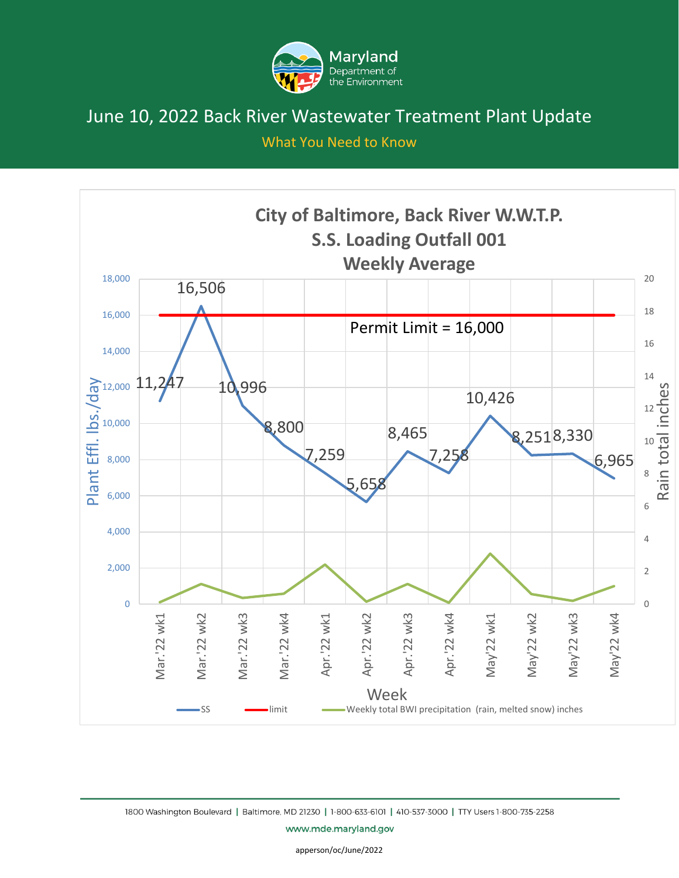# June 10, 2022 Back River Wastewater Treatment Plant Update

## What You Need to Know

**City of Baltimore, Back River W.W.T.P.**
**S.S. Loading Outfall 001**
**Weekly Average**

Permit Limit = 16,000

| Week | SS (Plant Effl. lbs./day) |
| --- | --- |
| Mar.'22 wk1 | 11,247 |
| Mar.'22 wk2 | 16,506 |
| Mar.'22 wk3 | 10,996 |
| Mar.'22 wk4 | 8,800 |
| Apr. '22 wk1 | 7,259 |
| Apr. '22 wk2 | 5,658 |
| Apr. '22 wk3 | 8,465 |
| Apr. '22 wk4 | 7,258 |
| May'22 wk1 | 10,426 |
| May'22 wk2 | 8,251 |
| May'22 wk3 | 8,330 |
| May'22 wk4 | 6,965 |

Legend: SS; limit; Weekly total BWI precipitation (rain, melted snow) inches

Y-axes: Plant Effl. lbs./day; Rain total inches. X-axis: Week

1800 Washington Boulevard | Baltimore, MD 21230 | 1-800-633-6101 | 410-537-3000 | TTY Users 1-800-735-2258

www.mde.maryland.gov

apperson/oc/June/2022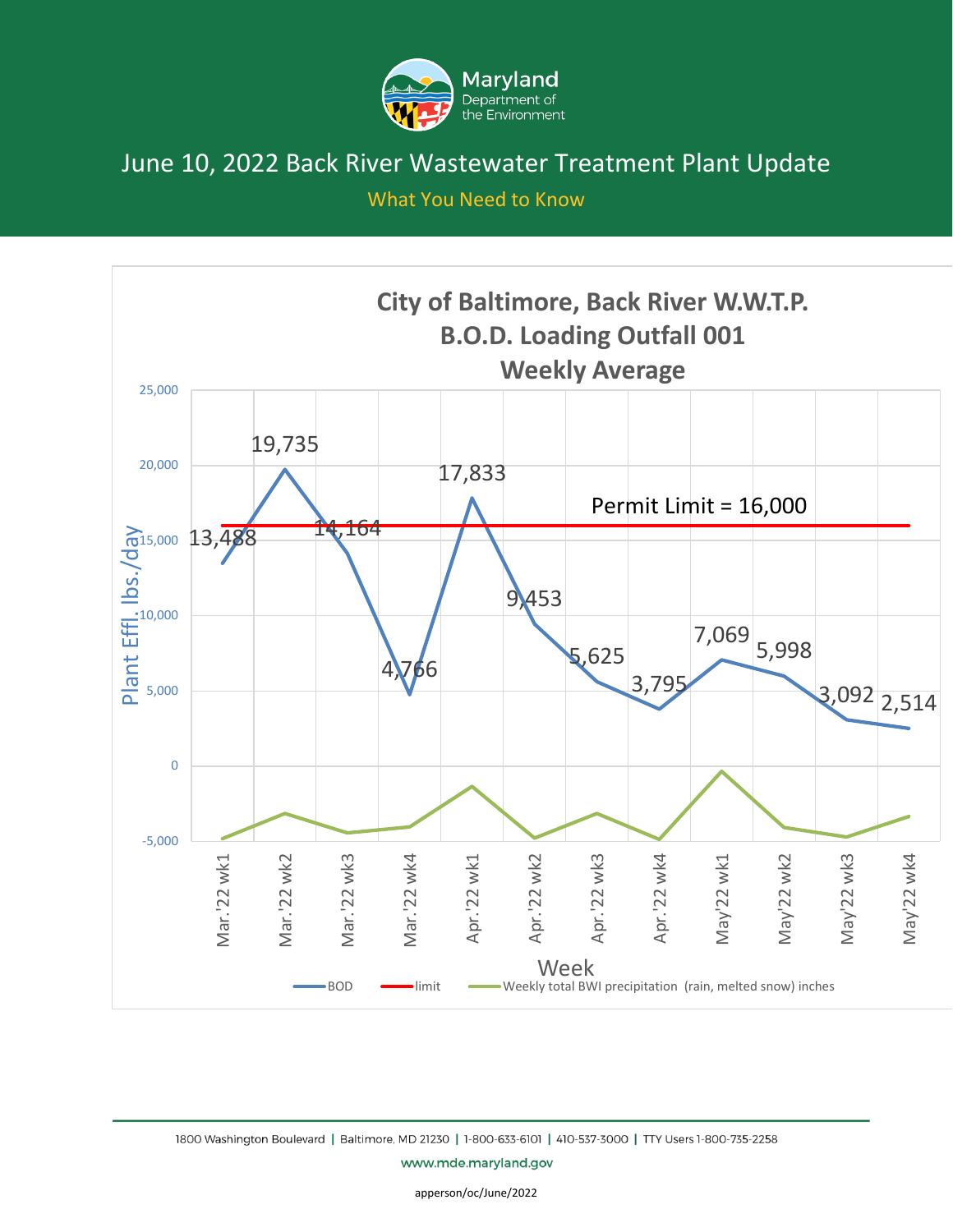# June 10, 2022 Back River Wastewater Treatment Plant Update

What You Need to Know

## City of Baltimore, Back River W.W.T.P. B.O.D. Loading Outfall 001 Weekly Average

| Week | BOD (Plant Effl. lbs./day) |
|---|---|
| Mar.'22 wk1 | 13,488 |
| Mar.'22 wk2 | 19,735 |
| Mar.'22 wk3 | 14,164 |
| Mar.'22 wk4 | 4,766 |
| Apr.'22 wk1 | 17,833 |
| Apr.'22 wk2 | 9,453 |
| Apr.'22 wk3 | 5,625 |
| Apr.'22 wk4 | 3,795 |
| May'22 wk1 | 7,069 |
| May'22 wk2 | 5,998 |
| May'22 wk3 | 3,092 |
| May'22 wk4 | 2,514 |

Permit Limit = 16,000

Legend: BOD; limit; Weekly total BWI precipitation (rain, melted snow) inches

1800 Washington Boulevard | Baltimore, MD 21230 | 1-800-633-6101 | 410-537-3000 | TTY Users 1-800-735-2258

www.mde.maryland.gov

apperson/oc/June/2022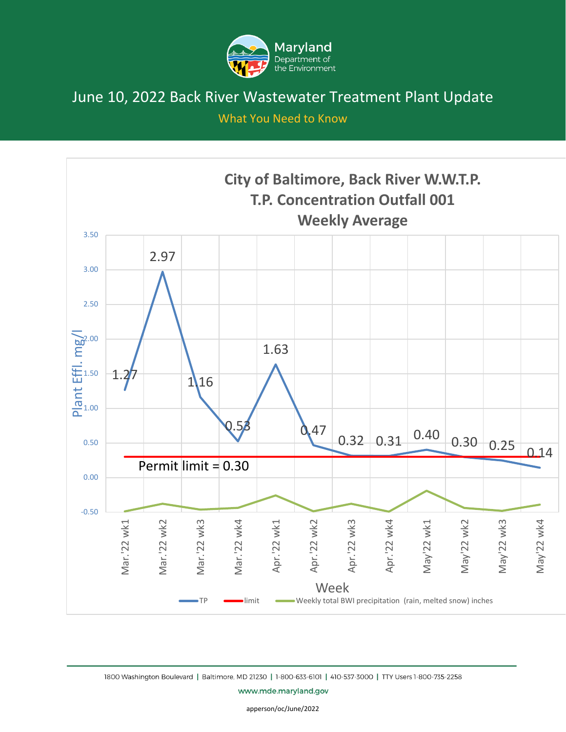# June 10, 2022 Back River Wastewater Treatment Plant Update

## What You Need to Know

### City of Baltimore, Back River W.W.T.P.
### T.P. Concentration Outfall 001
### Weekly Average

| Week | TP (Plant Effl. mg/l) |
|---|---|
| Mar.'22 wk1 | 1.27 |
| Mar.'22 wk2 | 2.97 |
| Mar.'22 wk3 | 1.16 |
| Mar.'22 wk4 | 0.53 |
| Apr.'22 wk1 | 1.63 |
| Apr.'22 wk2 | 0.47 |
| Apr.'22 wk3 | 0.32 |
| Apr.'22 wk4 | 0.31 |
| May'22 wk1 | 0.40 |
| May'22 wk2 | 0.30 |
| May'22 wk3 | 0.25 |
| May'22 wk4 | 0.14 |

Permit limit = 0.30

Legend: TP; limit; Weekly total BWI precipitation (rain, melted snow) inches

1800 Washington Boulevard | Baltimore, MD 21230 | 1-800-633-6101 | 410-537-3000 | TTY Users 1-800-735-2258

www.mde.maryland.gov

apperson/oc/June/2022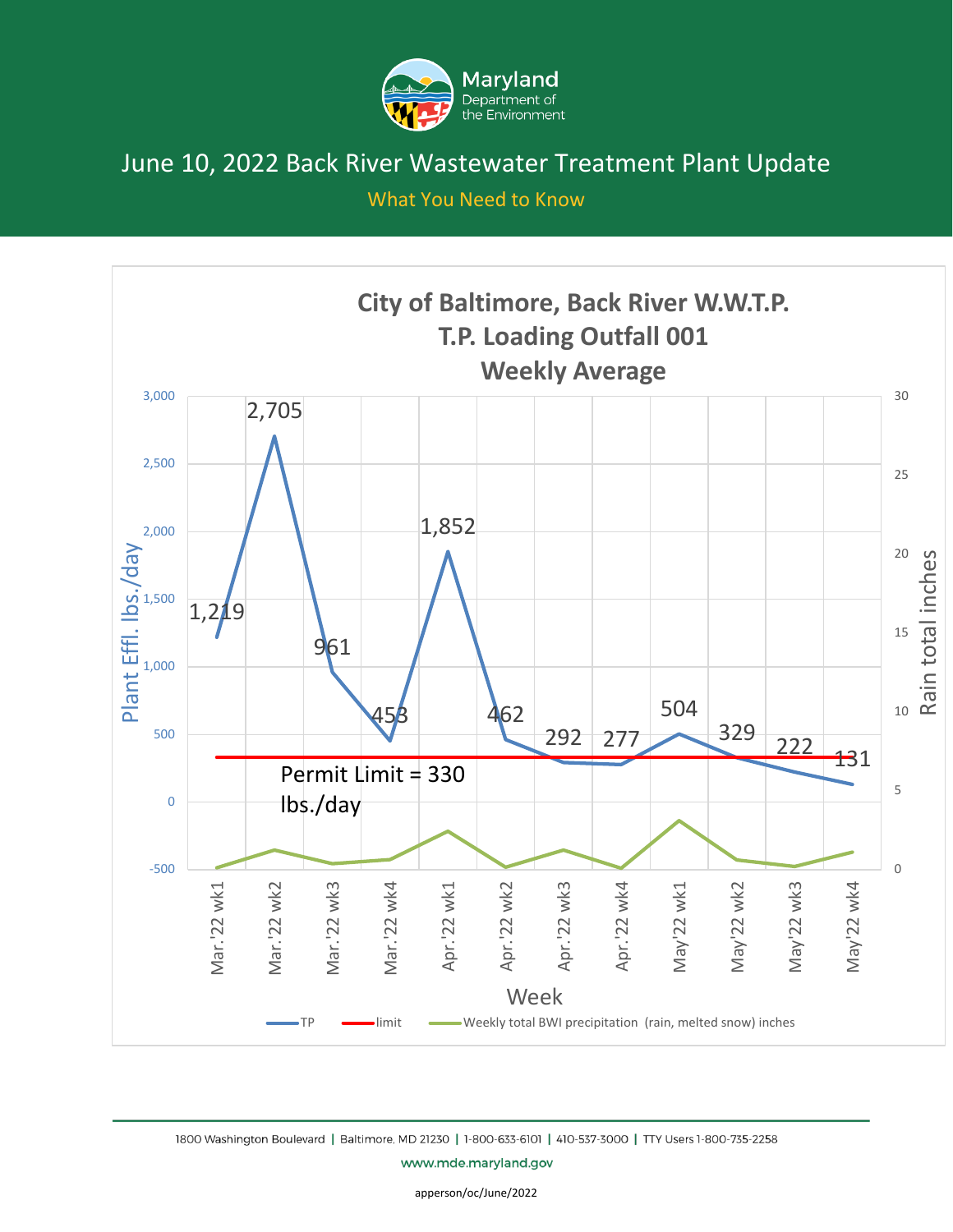# June 10, 2022 Back River Wastewater Treatment Plant Update

What You Need to Know

**City of Baltimore, Back River W.W.T.P.**
**T.P. Loading Outfall 001**
**Weekly Average**

| Week | TP (Plant Effl. lbs./day) |
|---|---|
| Mar. '22 wk1 | 1,219 |
| Mar. '22 wk2 | 2,705 |
| Mar. '22 wk3 | 961 |
| Mar. '22 wk4 | 453 |
| Apr. '22 wk1 | 1,852 |
| Apr. '22 wk2 | 462 |
| Apr. '22 wk3 | 292 |
| Apr. '22 wk4 | 277 |
| May'22 wk1 | 504 |
| May'22 wk2 | 329 |
| May'22 wk3 | 222 |
| May'22 wk4 | 131 |

Permit Limit = 330 lbs./day

Legend: TP; limit; Weekly total BWI precipitation (rain, melted snow) inches

Axes: Plant Effl. lbs./day; Rain total inches; Week

1800 Washington Boulevard | Baltimore, MD 21230 | 1-800-633-6101 | 410-537-3000 | TTY Users 1-800-735-2258

www.mde.maryland.gov

apperson/oc/June/2022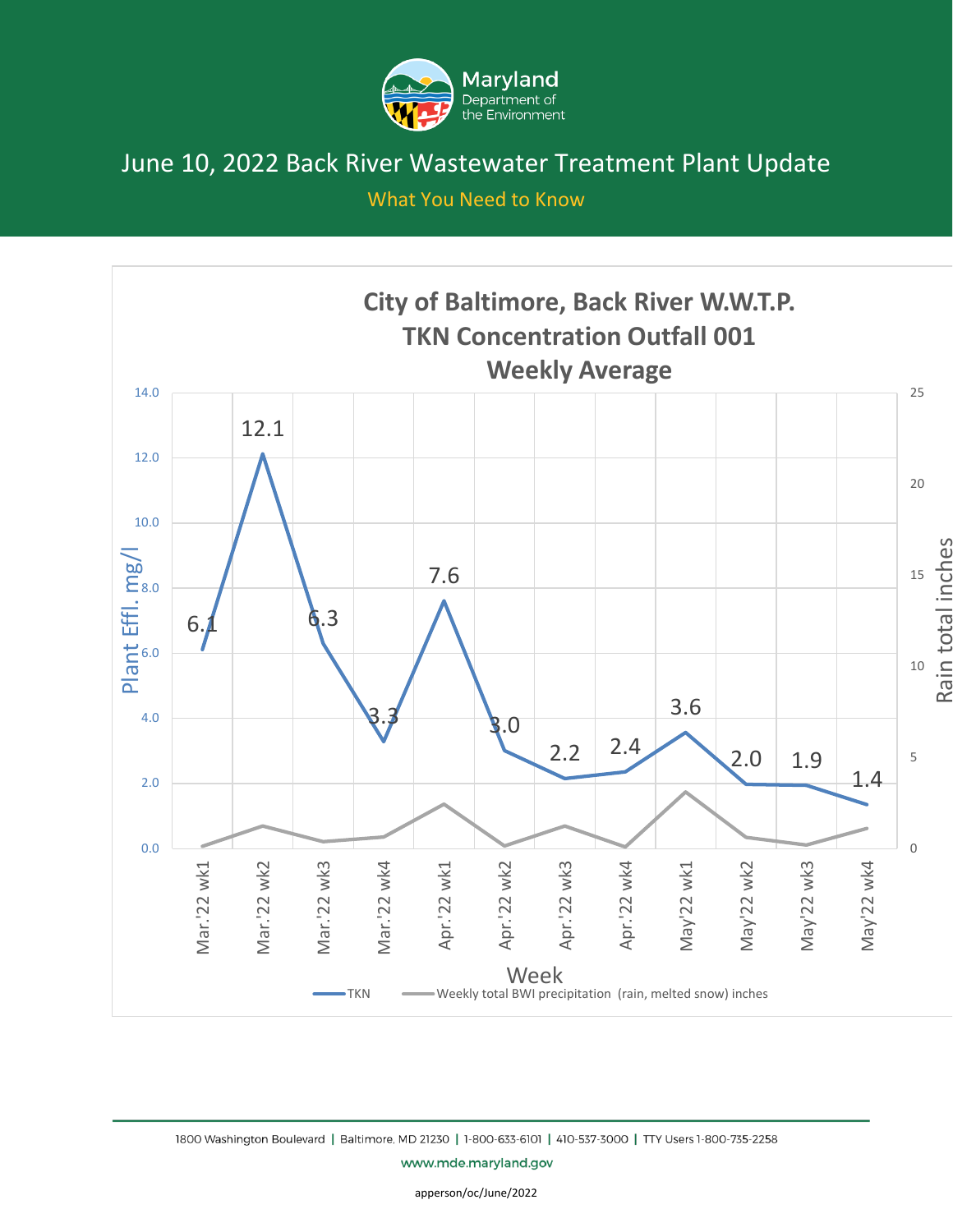# June 10, 2022 Back River Wastewater Treatment Plant Update

What You Need to Know

## City of Baltimore, Back River W.W.T.P. TKN Concentration Outfall 001 Weekly Average

| Week | TKN (Plant Effl. mg/l) |
|---|---|
| Mar.'22 wk1 | 6.1 |
| Mar.'22 wk2 | 12.1 |
| Mar.'22 wk3 | 6.3 |
| Mar.'22 wk4 | 3.3 |
| Apr.'22 wk1 | 7.6 |
| Apr.'22 wk2 | 3.0 |
| Apr.'22 wk3 | 2.2 |
| Apr.'22 wk4 | 2.4 |
| May'22 wk1 | 3.6 |
| May'22 wk2 | 2.0 |
| May'22 wk3 | 1.9 |
| May'22 wk4 | 1.4 |

Legend: TKN; Weekly total BWI precipitation (rain, melted snow) inches

1800 Washington Boulevard | Baltimore, MD 21230 | 1-800-633-6101 | 410-537-3000 | TTY Users 1-800-735-2258

www.mde.maryland.gov

apperson/oc/June/2022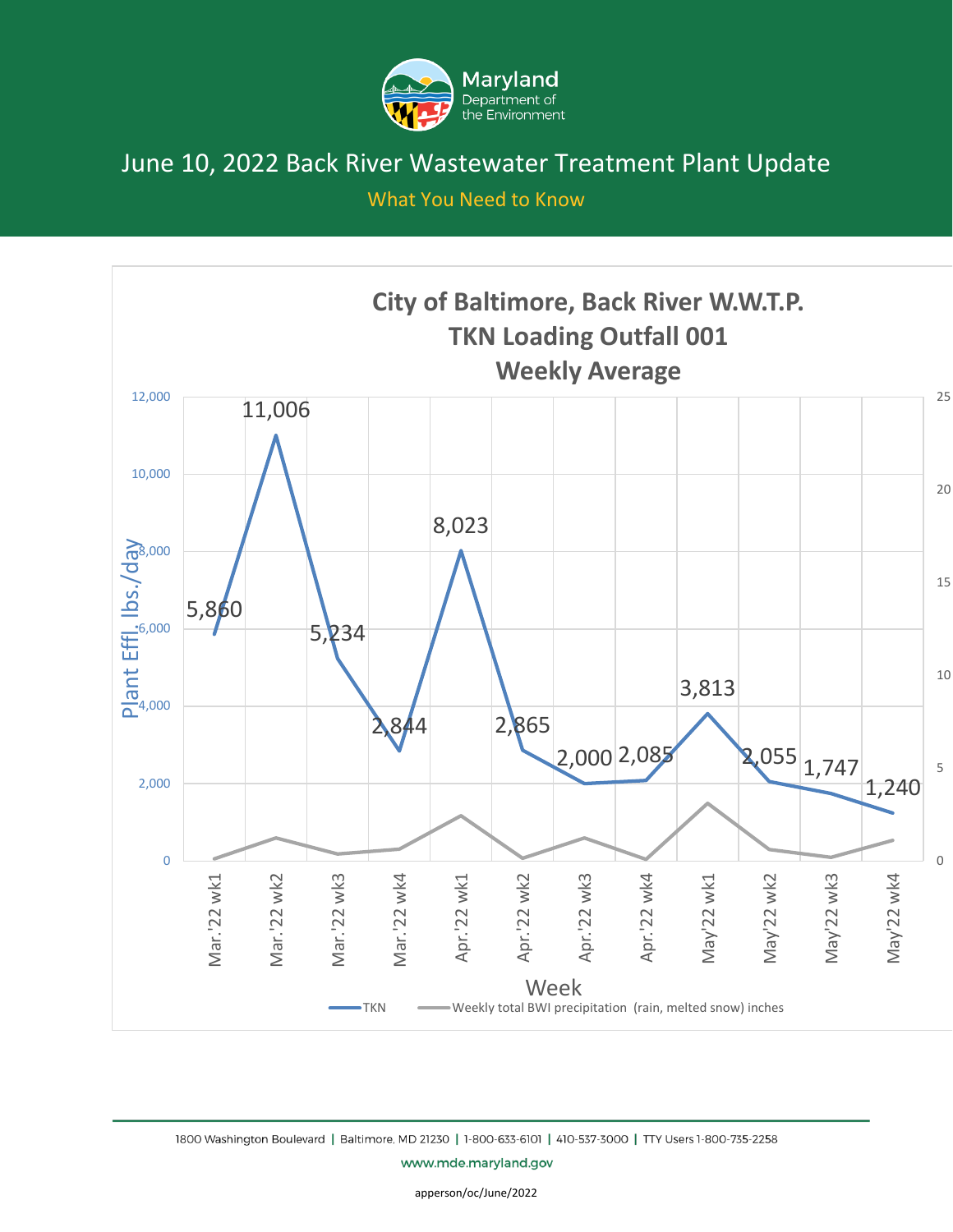# June 10, 2022 Back River Wastewater Treatment Plant Update

What You Need to Know

## City of Baltimore, Back River W.W.T.P. TKN Loading Outfall 001 Weekly Average

| Week | TKN (Plant Effl. lbs./day) |
|---|---|
| Mar.'22 wk1 | 5,860 |
| Mar.'22 wk2 | 11,006 |
| Mar.'22 wk3 | 5,234 |
| Mar.'22 wk4 | 2,844 |
| Apr.'22 wk1 | 8,023 |
| Apr.'22 wk2 | 2,865 |
| Apr.'22 wk3 | 2,000 |
| Apr.'22 wk4 | 2,085 |
| May'22 wk1 | 3,813 |
| May'22 wk2 | 2,055 |
| May'22 wk3 | 1,747 |
| May'22 wk4 | 1,240 |

Legend: TKN; Weekly total BWI precipitation (rain, melted snow) inches

1800 Washington Boulevard | Baltimore, MD 21230 | 1-800-633-6101 | 410-537-3000 | TTY Users 1-800-735-2258

www.mde.maryland.gov

apperson/oc/June/2022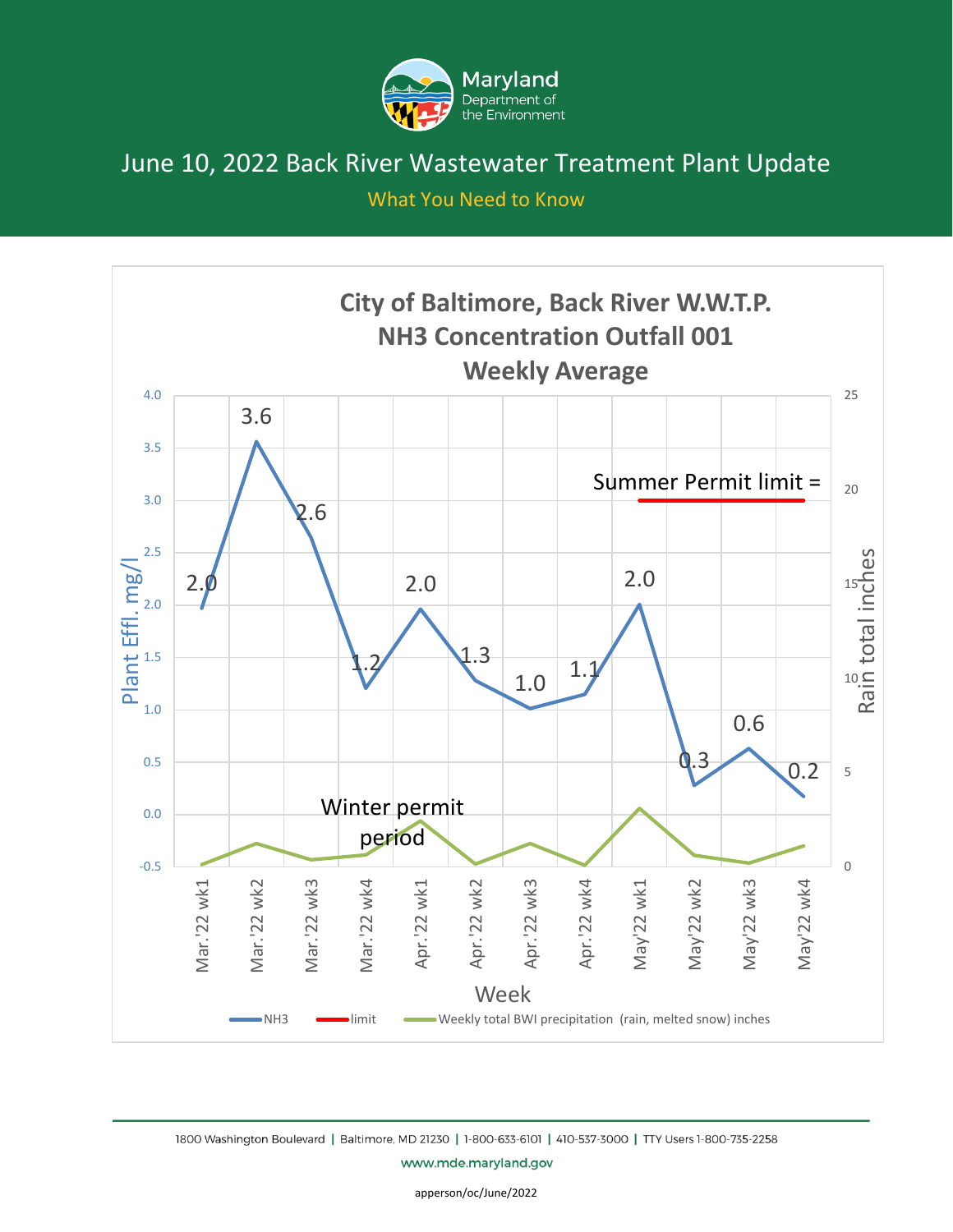Maryland Department of the Environment

# June 10, 2022 Back River Wastewater Treatment Plant Update

What You Need to Know

## City of Baltimore, Back River W.W.T.P. NH3 Concentration Outfall 001 Weekly Average

| Week | NH3 (Plant Effl. mg/l) |
|---|---|
| Mar.'22 wk1 | 2.0 |
| Mar.'22 wk2 | 3.6 |
| Mar.'22 wk3 | 2.6 |
| Mar.'22 wk4 | 1.2 |
| Apr.'22 wk1 | 2.0 |
| Apr.'22 wk2 | 1.3 |
| Apr.'22 wk3 | 1.0 |
| Apr.'22 wk4 | 1.1 |
| May'22 wk1 | 2.0 |
| May'22 wk2 | 0.3 |
| May'22 wk3 | 0.6 |
| May'22 wk4 | 0.2 |

Summer Permit limit =

Winter permit period

Legend: NH3; limit; Weekly total BWI precipitation (rain, melted snow) inches

Left axis: Plant Effl. mg/l; Right axis: Rain total inches; X axis: Week

1800 Washington Boulevard | Baltimore, MD 21230 | 1-800-633-6101 | 410-537-3000 | TTY Users 1-800-735-2258

www.mde.maryland.gov

apperson/oc/June/2022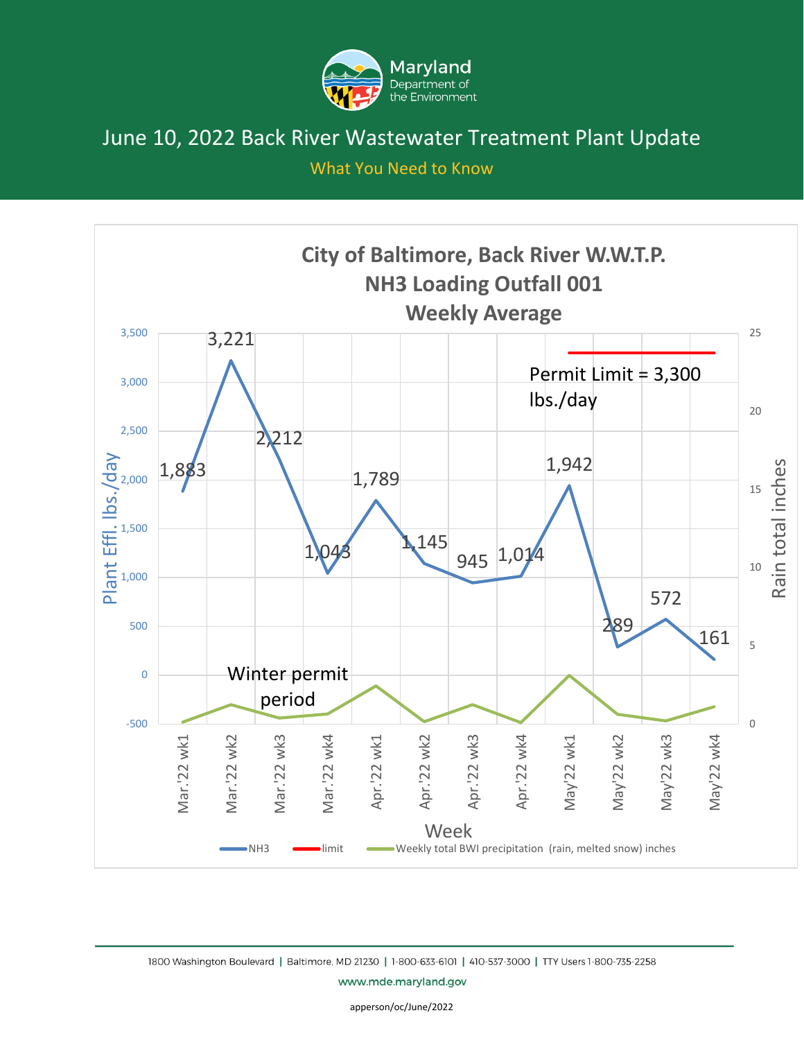# June 10, 2022 Back River Wastewater Treatment Plant Update

## What You Need to Know

**City of Baltimore, Back River W.W.T.P.**
**NH3 Loading Outfall 001**
**Weekly Average**

Permit Limit = 3,300 lbs./day

Winter permit period

| Week | NH3 (Plant Effl. lbs./day) |
|---|---|
| Mar.'22 wk1 | 1,883 |
| Mar.'22 wk2 | 3,221 |
| Mar.'22 wk3 | 2,212 |
| Mar.'22 wk4 | 1,043 |
| Apr.'22 wk1 | 1,789 |
| Apr.'22 wk2 | 1,145 |
| Apr.'22 wk3 | 945 |
| Apr.'22 wk4 | 1,014 |
| May'22 wk1 | 1,942 |
| May'22 wk2 | 289 |
| May'22 wk3 | 572 |
| May'22 wk4 | 161 |

Legend: NH3; limit; Weekly total BWI precipitation (rain, melted snow) inches

1800 Washington Boulevard | Baltimore, MD 21230 | 1-800-633-6101 | 410-537-3000 | TTY Users 1-800-735-2258

www.mde.maryland.gov

apperson/oc/June/2022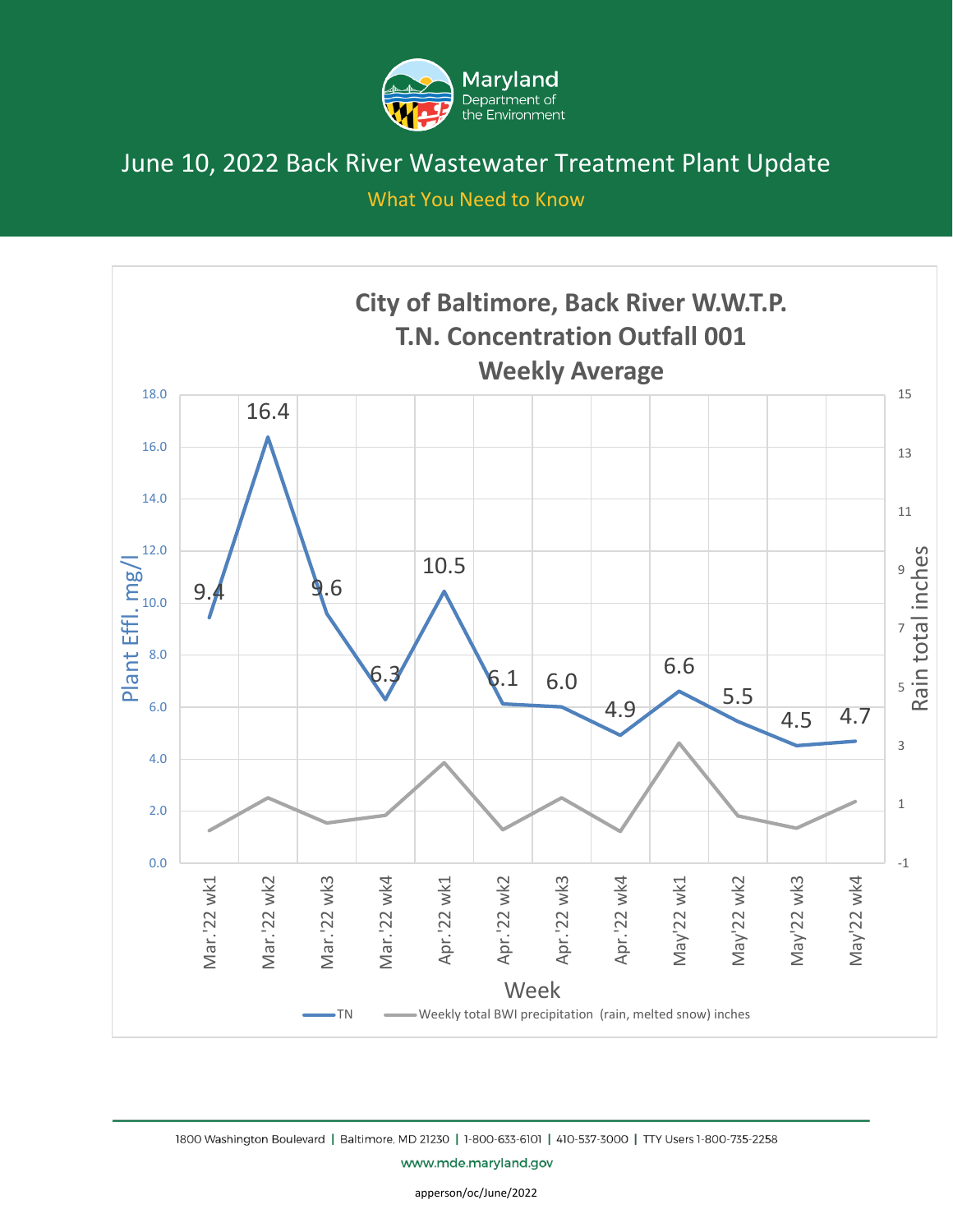# June 10, 2022 Back River Wastewater Treatment Plant Update

## What You Need to Know

**City of Baltimore, Back River W.W.T.P.**
**T.N. Concentration Outfall 001**
**Weekly Average**

| Week | TN (Plant Effl. mg/l) |
|---|---|
| Mar. '22 wk1 | 9.4 |
| Mar. '22 wk2 | 16.4 |
| Mar. '22 wk3 | 9.6 |
| Mar. '22 wk4 | 6.3 |
| Apr. '22 wk1 | 10.5 |
| Apr. '22 wk2 | 6.1 |
| Apr. '22 wk3 | 6.0 |
| Apr. '22 wk4 | 4.9 |
| May'22 wk1 | 6.6 |
| May'22 wk2 | 5.5 |
| May'22 wk3 | 4.5 |
| May'22 wk4 | 4.7 |

Legend: TN; Weekly total BWI precipitation (rain, melted snow) inches

Axes: Plant Effl. mg/l (left); Rain total inches (right); Week (horizontal)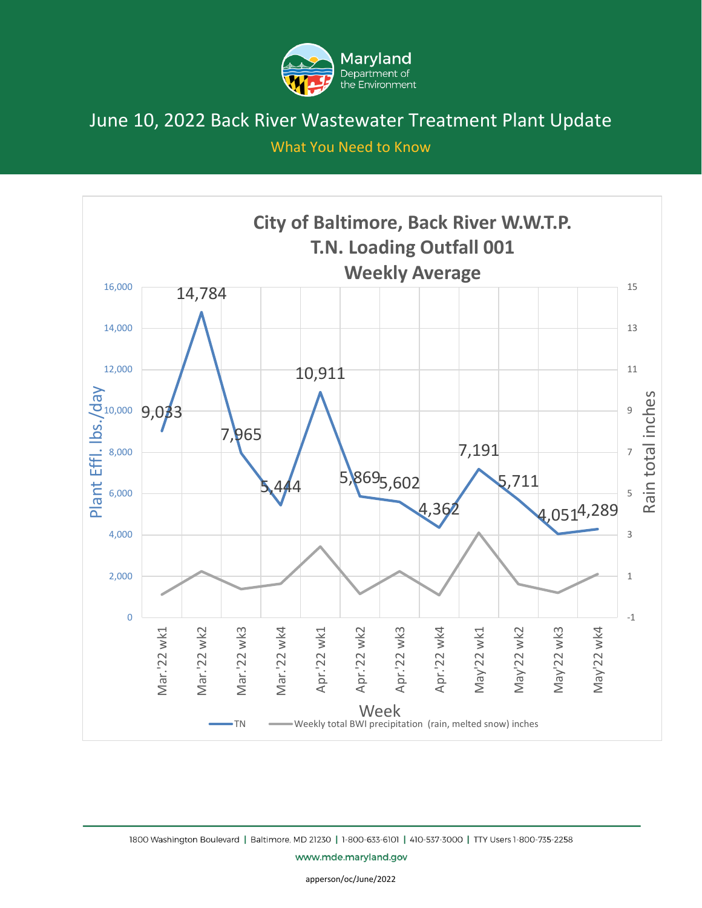# June 10, 2022 Back River Wastewater Treatment Plant Update

What You Need to Know

## City of Baltimore, Back River W.W.T.P.
## T.N. Loading Outfall 001
## Weekly Average

| Week | TN (Plant Effl. lbs./day) |
|---|---|
| Mar.'22 wk1 | 9,033 |
| Mar.'22 wk2 | 14,784 |
| Mar.'22 wk3 | 7,965 |
| Mar.'22 wk4 | 5,444 |
| Apr.'22 wk1 | 10,911 |
| Apr.'22 wk2 | 5,869 |
| Apr.'22 wk3 | 5,602 |
| Apr.'22 wk4 | 4,362 |
| May'22 wk1 | 7,191 |
| May'22 wk2 | 5,711 |
| May'22 wk3 | 4,051 |
| May'22 wk4 | 4,289 |

Legend: TN; Weekly total BWI precipitation (rain, melted snow) inches

Left axis: Plant Effl. lbs./day; Right axis: Rain total inches; X axis: Week

1800 Washington Boulevard | Baltimore, MD 21230 | 1-800-633-6101 | 410-537-3000 | TTY Users 1-800-735-2258

www.mde.maryland.gov

apperson/oc/June/2022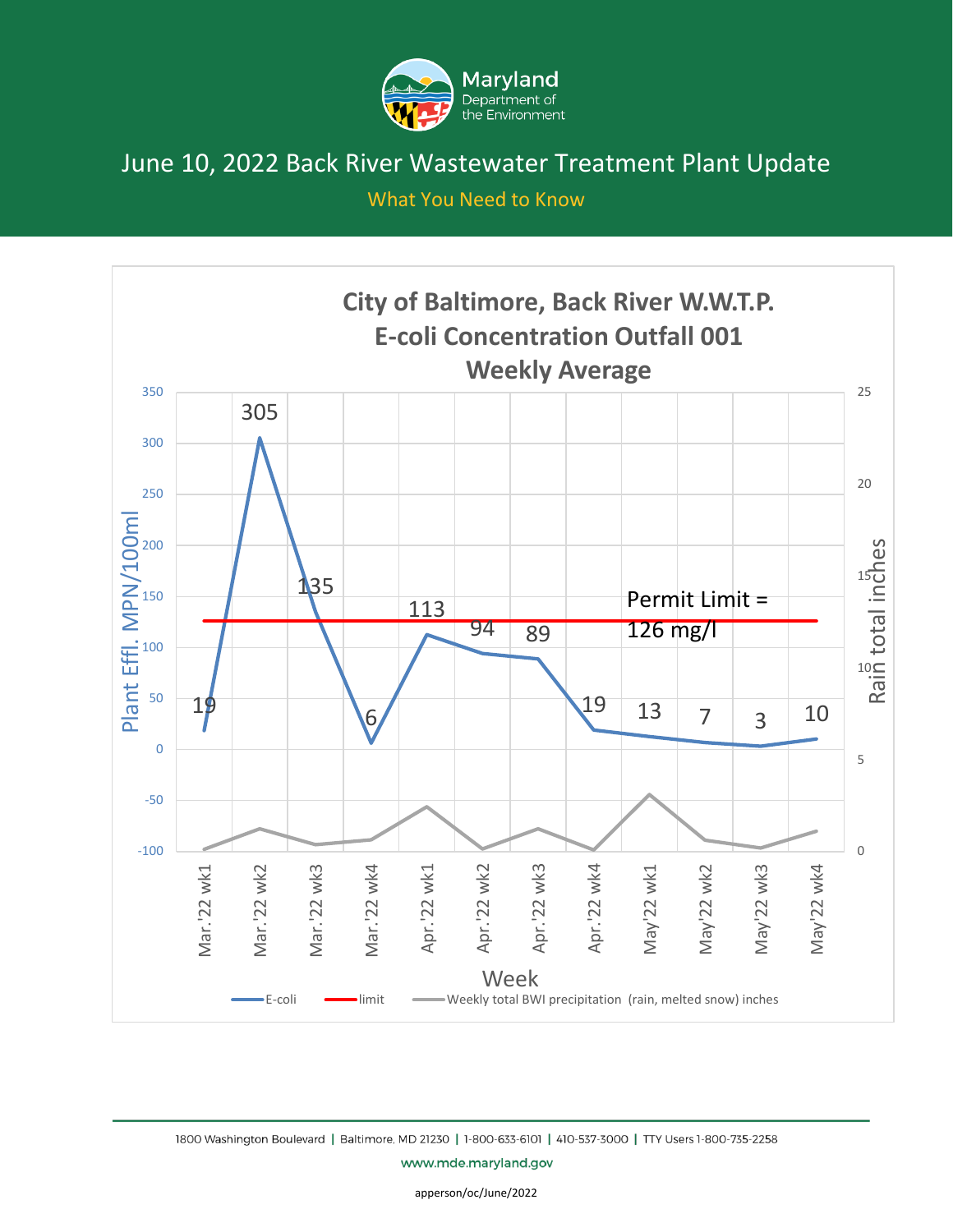# June 10, 2022 Back River Wastewater Treatment Plant Update

What You Need to Know

**City of Baltimore, Back River W.W.T.P.**
**E-coli Concentration Outfall 001**
**Weekly Average**

| Week | E-coli (Plant Effl. MPN/100ml) |
|---|---|
| Mar. '22 wk1 | 19 |
| Mar. '22 wk2 | 305 |
| Mar. '22 wk3 | 135 |
| Mar. '22 wk4 | 6 |
| Apr. '22 wk1 | 113 |
| Apr. '22 wk2 | 94 |
| Apr. '22 wk3 | 89 |
| Apr. '22 wk4 | 19 |
| May'22 wk1 | 13 |
| May'22 wk2 | 7 |
| May'22 wk3 | 3 |
| May'22 wk4 | 10 |

Permit Limit = 126 mg/l

Legend: E-coli; limit; Weekly total BWI precipitation (rain, melted snow) inches

Axes: Plant Effl. MPN/100ml; Rain total inches; Week

1800 Washington Boulevard | Baltimore, MD 21230 | 1-800-633-6101 | 410-537-3000 | TTY Users 1-800-735-2258

www.mde.maryland.gov

apperson/oc/June/2022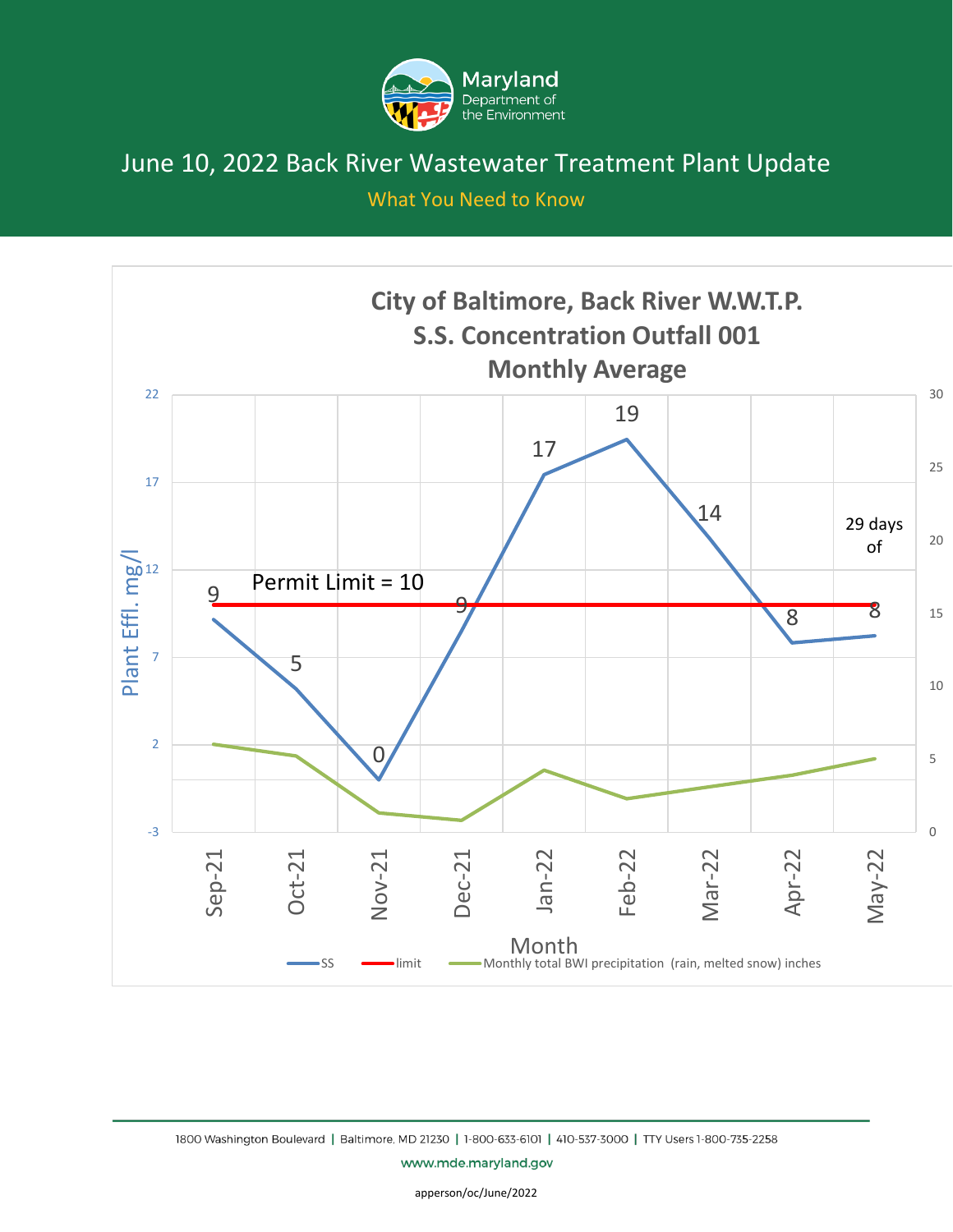Maryland Department of the Environment

# June 10, 2022 Back River Wastewater Treatment Plant Update

What You Need to Know

## City of Baltimore, Back River W.W.T.P. S.S. Concentration Outfall 001 Monthly Average

| Month | SS (Plant Effl. mg/l) |
|---|---|
| Sep-21 | 9 |
| Oct-21 | 5 |
| Nov-21 | 0 |
| Dec-21 | 9 |
| Jan-22 | 17 |
| Feb-22 | 19 |
| Mar-22 | 14 |
| Apr-22 | 8 |
| May-22 | 8 (29 days of) |

Permit Limit = 10

Legend: SS; limit; Monthly total BWI precipitation (rain, melted snow) inches

1800 Washington Boulevard | Baltimore, MD 21230 | 1-800-633-6101 | 410-537-3000 | TTY Users 1-800-735-2258

www.mde.maryland.gov

apperson/oc/June/2022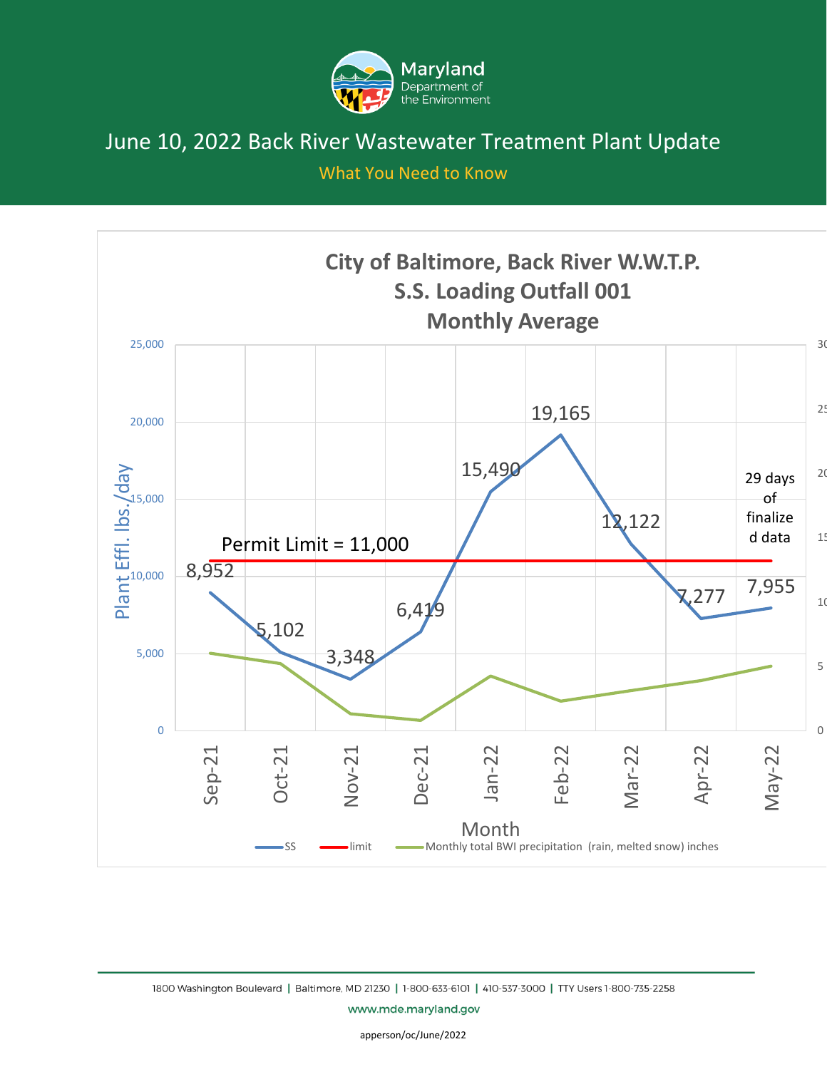Maryland Department of the Environment

# June 10, 2022 Back River Wastewater Treatment Plant Update

What You Need to Know

## City of Baltimore, Back River W.W.T.P.
## S.S. Loading Outfall 001
## Monthly Average

| Month | SS (Plant Effl. lbs./day) |
| --- | --- |
| Sep-21 | 8,952 |
| Oct-21 | 5,102 |
| Nov-21 | 3,348 |
| Dec-21 | 6,419 |
| Jan-22 | 15,490 |
| Feb-22 | 19,165 |
| Mar-22 | 12,122 |
| Apr-22 | 7,277 |
| May-22 | 7,955 |

Permit Limit = 11,000

29 days of finalized data (May-22)

Legend: SS; limit; Monthly total BWI precipitation (rain, melted snow) inches

1800 Washington Boulevard | Baltimore, MD 21230 | 1-800-633-6101 | 410-537-3000 | TTY Users 1-800-735-2258

www.mde.maryland.gov

apperson/oc/June/2022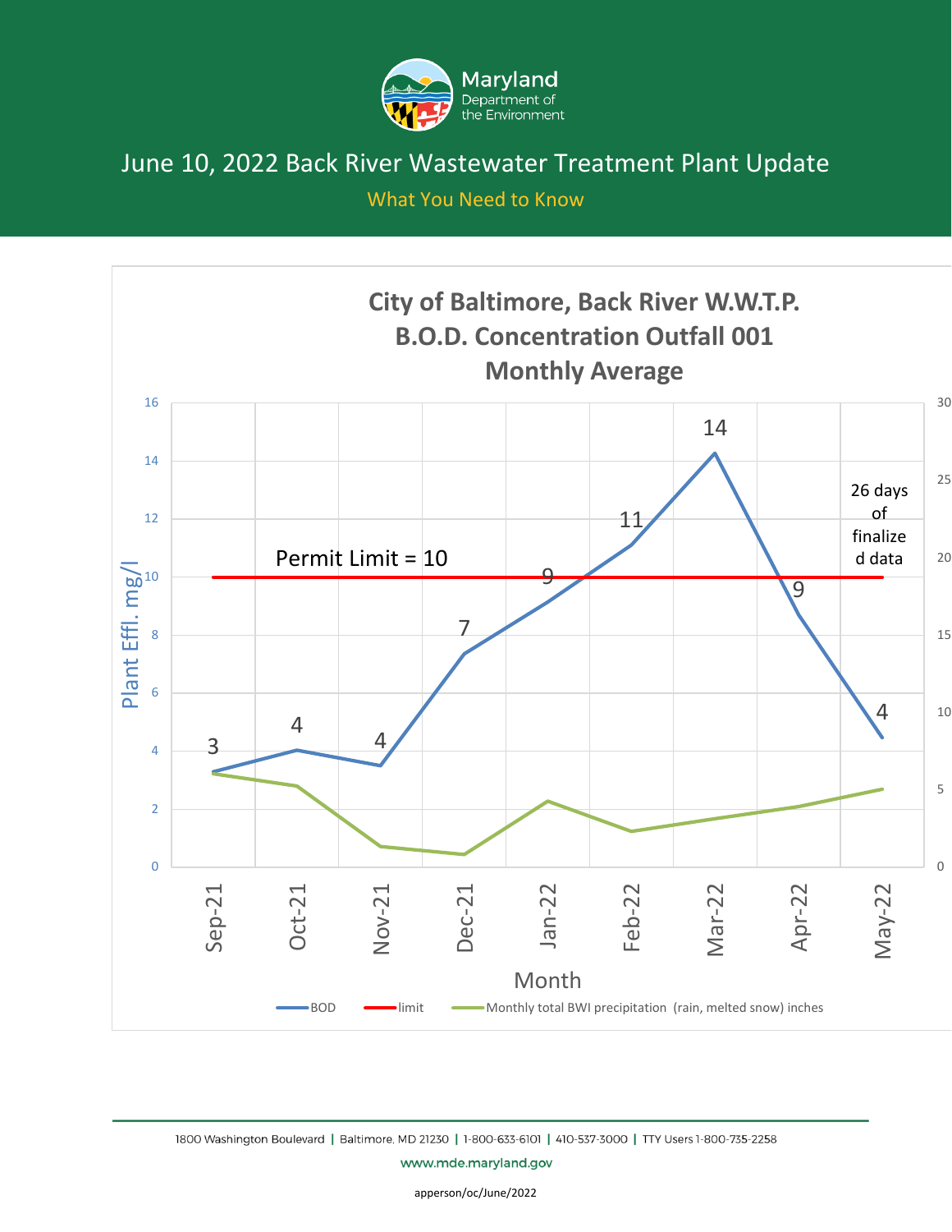Maryland Department of the Environment

# June 10, 2022 Back River Wastewater Treatment Plant Update

What You Need to Know

## City of Baltimore, Back River W.W.T.P. B.O.D. Concentration Outfall 001 Monthly Average

Permit Limit = 10

26 days of finalized data

| Month | BOD (Plant Effl. mg/l) |
|---|---|
| Sep-21 | 3 |
| Oct-21 | 4 |
| Nov-21 | 4 |
| Dec-21 | 7 |
| Jan-22 | 9 |
| Feb-22 | 11 |
| Mar-22 | 14 |
| Apr-22 | 9 |
| May-22 | 4 |

Legend: BOD; limit; Monthly total BWI precipitation (rain, melted snow) inches

1800 Washington Boulevard | Baltimore, MD 21230 | 1-800-633-6101 | 410-537-3000 | TTY Users 1-800-735-2258

www.mde.maryland.gov

apperson/oc/June/2022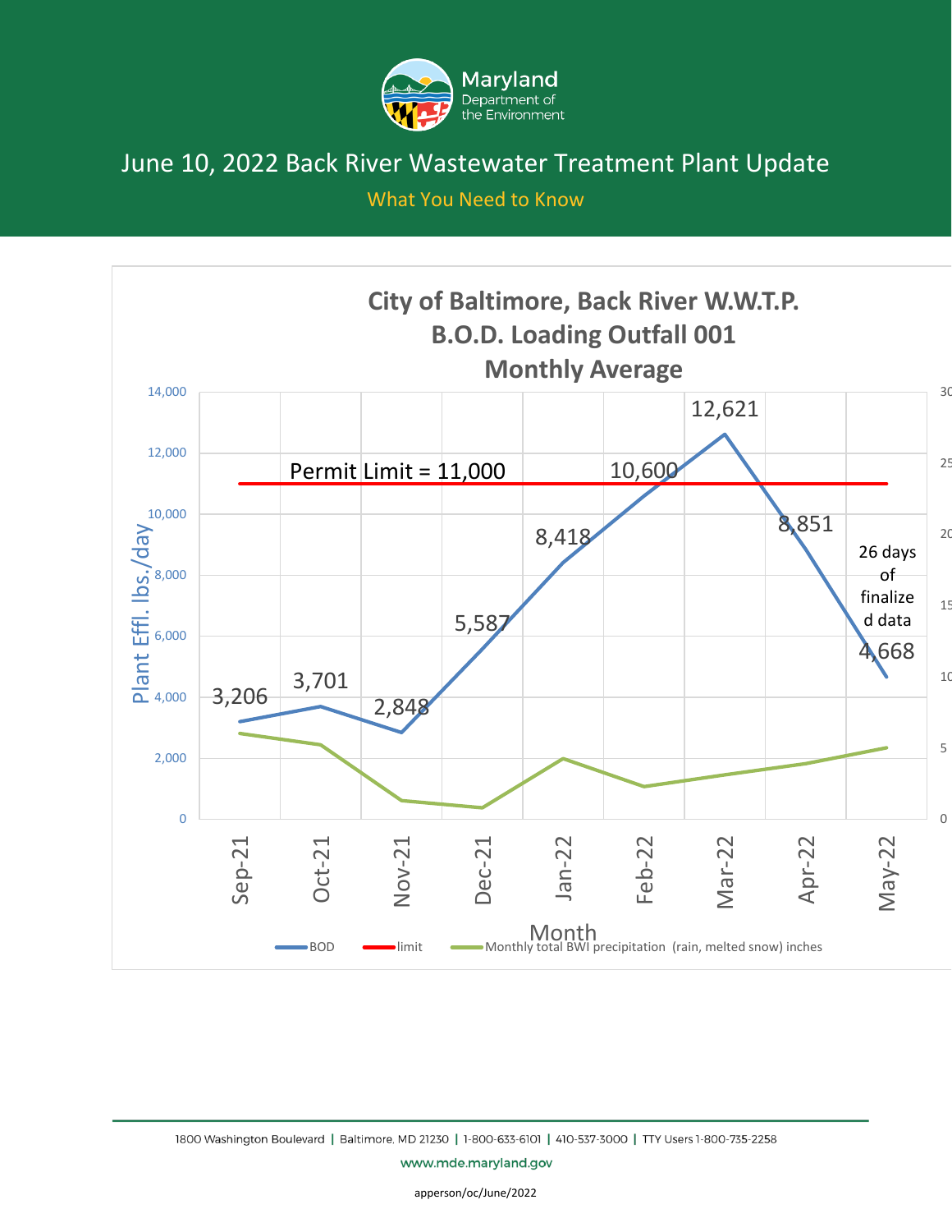# June 10, 2022 Back River Wastewater Treatment Plant Update

What You Need to Know

## City of Baltimore, Back River W.W.T.P.
## B.O.D. Loading Outfall 001
## Monthly Average

Plant Effl. lbs./day

Permit Limit = 11,000

| Month | BOD (lbs./day) |
| --- | --- |
| Sep-21 | 3,206 |
| Oct-21 | 3,701 |
| Nov-21 | 2,848 |
| Dec-21 | 5,587 |
| Jan-22 | 8,418 |
| Feb-22 | 10,600 |
| Mar-22 | 12,621 |
| Apr-22 | 8,851 |
| May-22 | 4,668 |

26 days of finalized data

Month

BOD — limit — Monthly total BWI precipitation (rain, melted snow) inches

1800 Washington Boulevard | Baltimore, MD 21230 | 1-800-633-6101 | 410-537-3000 | TTY Users 1-800-735-2258

www.mde.maryland.gov

apperson/oc/June/2022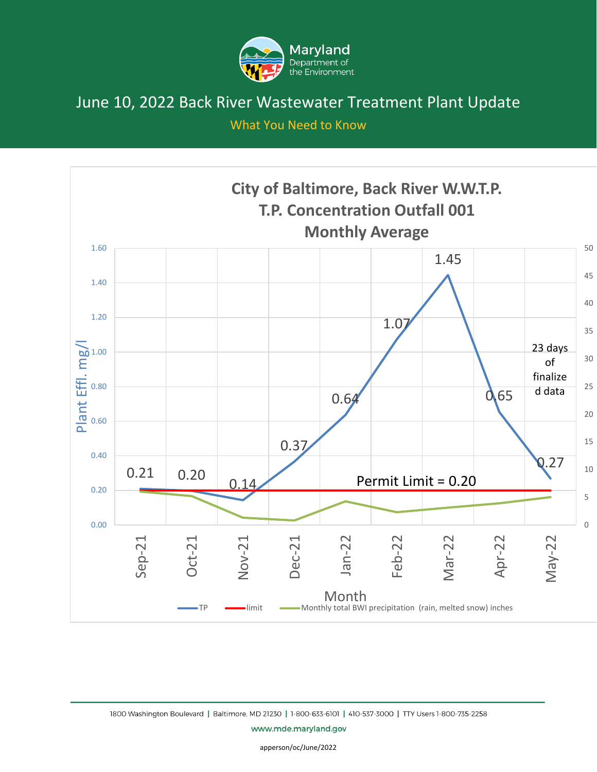# June 10, 2022 Back River Wastewater Treatment Plant Update

What You Need to Know

## City of Baltimore, Back River W.W.T.P.
## T.P. Concentration Outfall 001
## Monthly Average

| Month | TP (Plant Effl. mg/l) |
|---|---|
| Sep-21 | 0.21 |
| Oct-21 | 0.20 |
| Nov-21 | 0.14 |
| Dec-21 | 0.37 |
| Jan-22 | 0.64 |
| Feb-22 | 1.07 |
| Mar-22 | 1.45 |
| Apr-22 | 0.65 |
| May-22 | 0.27 |

Permit Limit = 0.20

May-22: 23 days of finalized data

Legend: TP; limit; Monthly total BWI precipitation (rain, melted snow) inches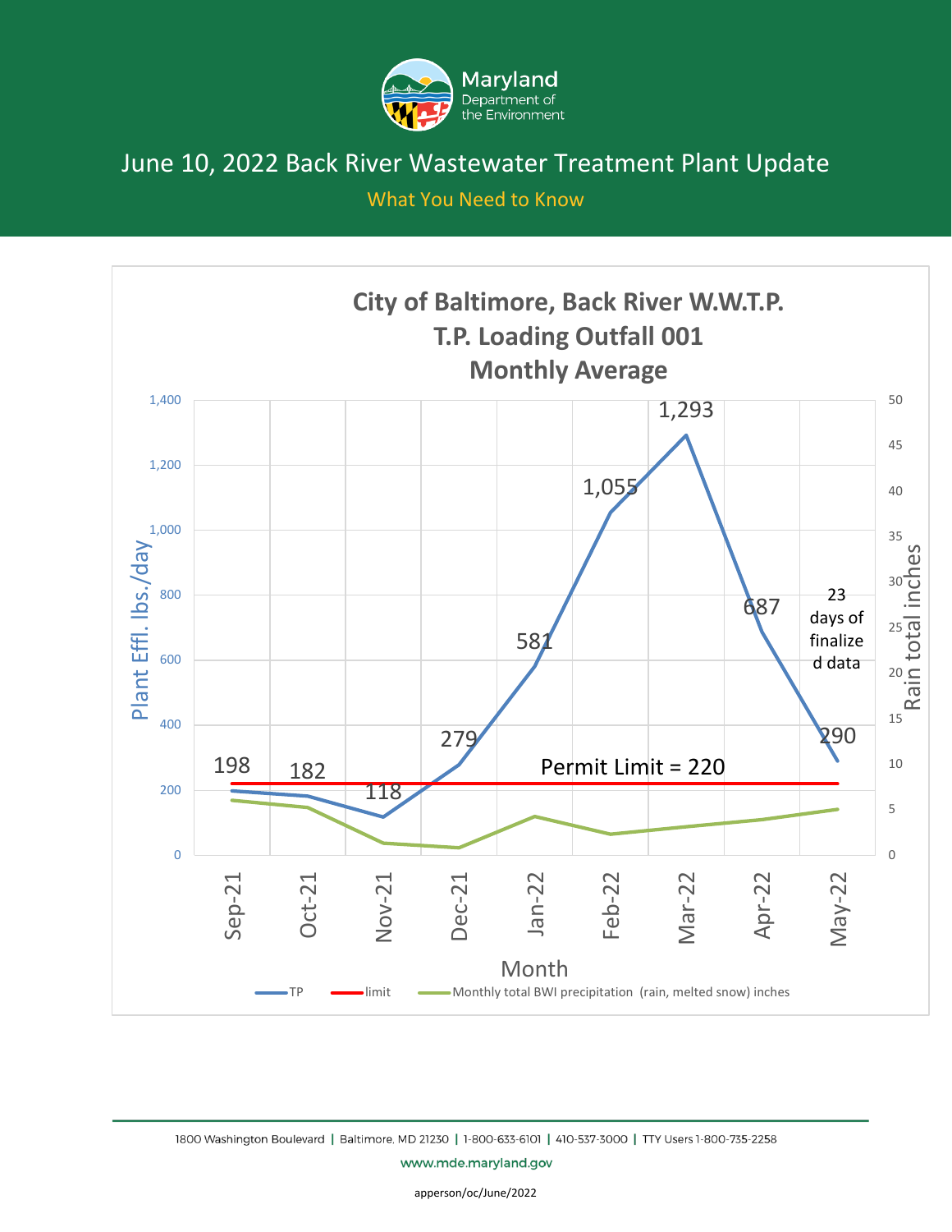# June 10, 2022 Back River Wastewater Treatment Plant Update

## What You Need to Know

### City of Baltimore, Back River W.W.T.P.
### T.P. Loading Outfall 001
### Monthly Average

| Month | TP (Plant Effl. lbs./day) |
|---|---|
| Sep-21 | 198 |
| Oct-21 | 182 |
| Nov-21 | 118 |
| Dec-21 | 279 |
| Jan-22 | 581 |
| Feb-22 | 1,055 |
| Mar-22 | 1,293 |
| Apr-22 | 687 |
| May-22 | 290 |

Permit Limit = 220

May-22: 23 days of finalized data

Legend: TP; limit; Monthly total BWI precipitation (rain, melted snow) inches

Left axis: Plant Effl. lbs./day; Right axis: Rain total inches; X axis: Month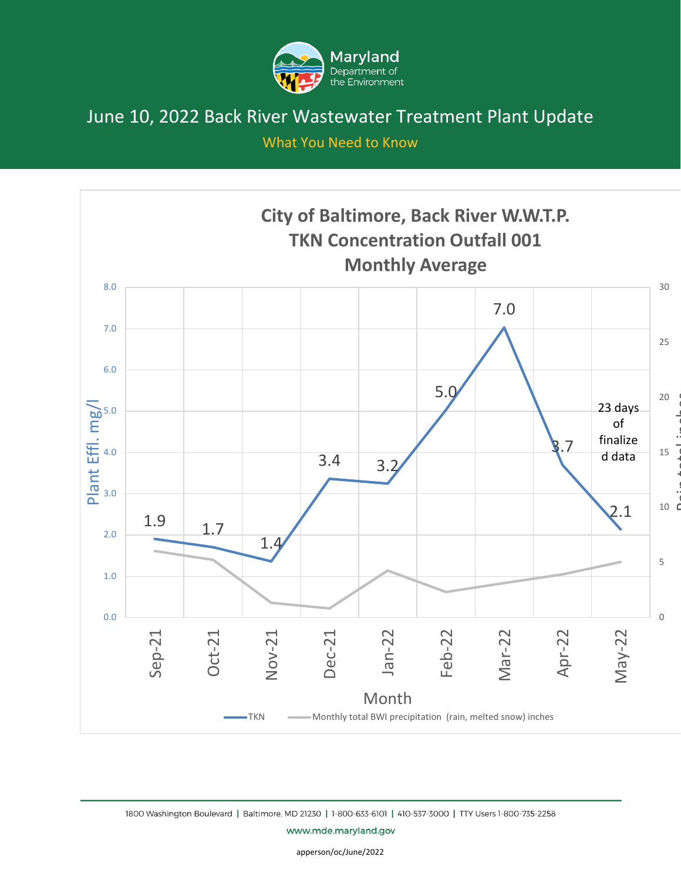# June 10, 2022 Back River Wastewater Treatment Plant Update

## What You Need to Know

**City of Baltimore, Back River W.W.T.P.**
**TKN Concentration Outfall 001**
**Monthly Average**

| Month | TKN (Plant Effl. mg/l) |
|---|---|
| Sep-21 | 1.9 |
| Oct-21 | 1.7 |
| Nov-21 | 1.4 |
| Dec-21 | 3.4 |
| Jan-22 | 3.2 |
| Feb-22 | 5.0 |
| Mar-22 | 7.0 |
| Apr-22 | 3.7 |
| May-22 | 2.1 |

23 days of finalized data

Legend: TKN; Monthly total BWI precipitation (rain, melted snow) inches

1800 Washington Boulevard | Baltimore, MD 21230 | 1-800-633-6101 | 410-537-3000 | TTY Users 1-800-735-2258

www.mde.maryland.gov

apperson/oc/June/2022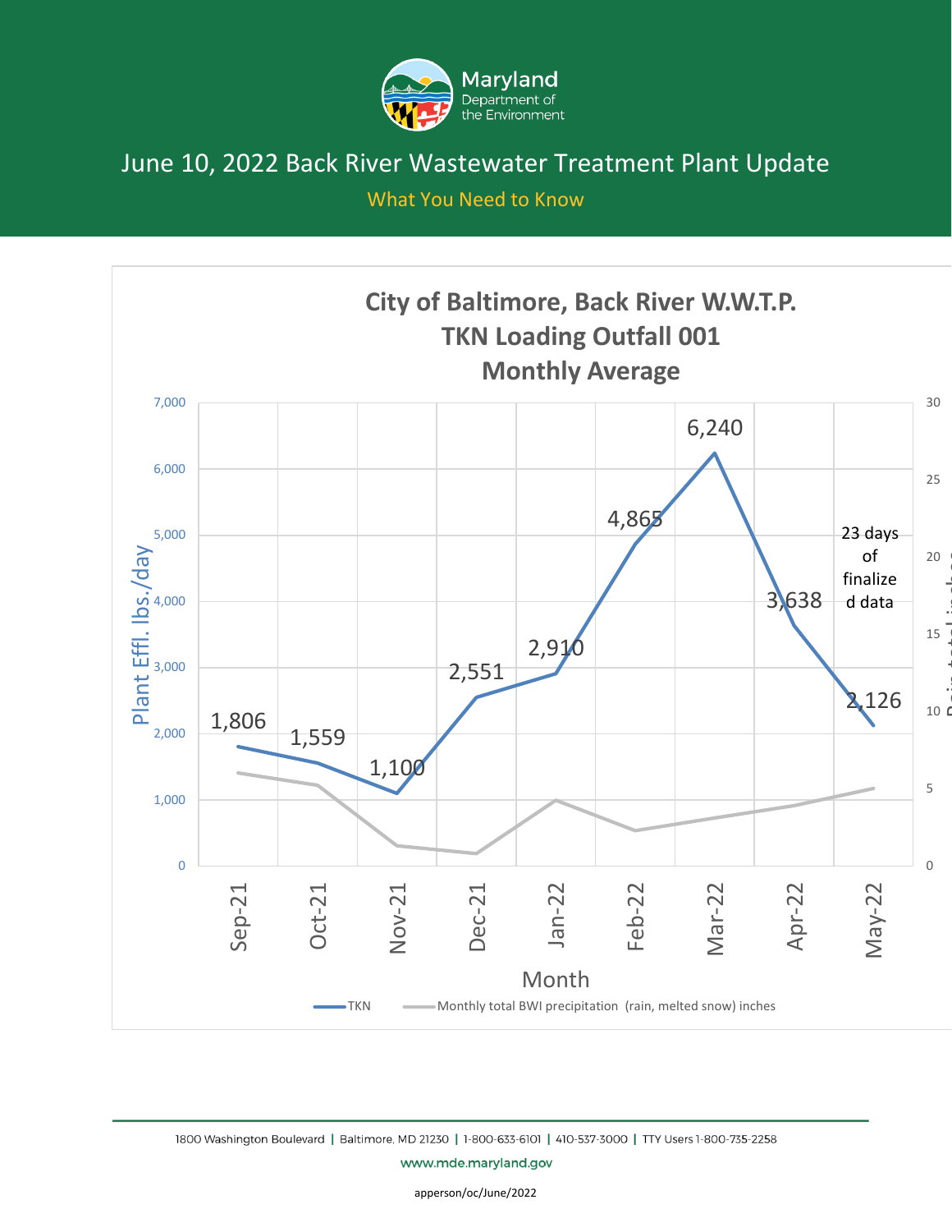# June 10, 2022 Back River Wastewater Treatment Plant Update

What You Need to Know

## City of Baltimore, Back River W.W.T.P.
## TKN Loading Outfall 001
## Monthly Average

| Month | TKN (Plant Effl. lbs./day) |
|---|---|
| Sep-21 | 1,806 |
| Oct-21 | 1,559 |
| Nov-21 | 1,100 |
| Dec-21 | 2,551 |
| Jan-22 | 2,910 |
| Feb-22 | 4,865 |
| Mar-22 | 6,240 |
| Apr-22 | 3,638 |
| May-22 | 2,126 |

23 days of finalized data

Legend: TKN; Monthly total BWI precipitation (rain, melted snow) inches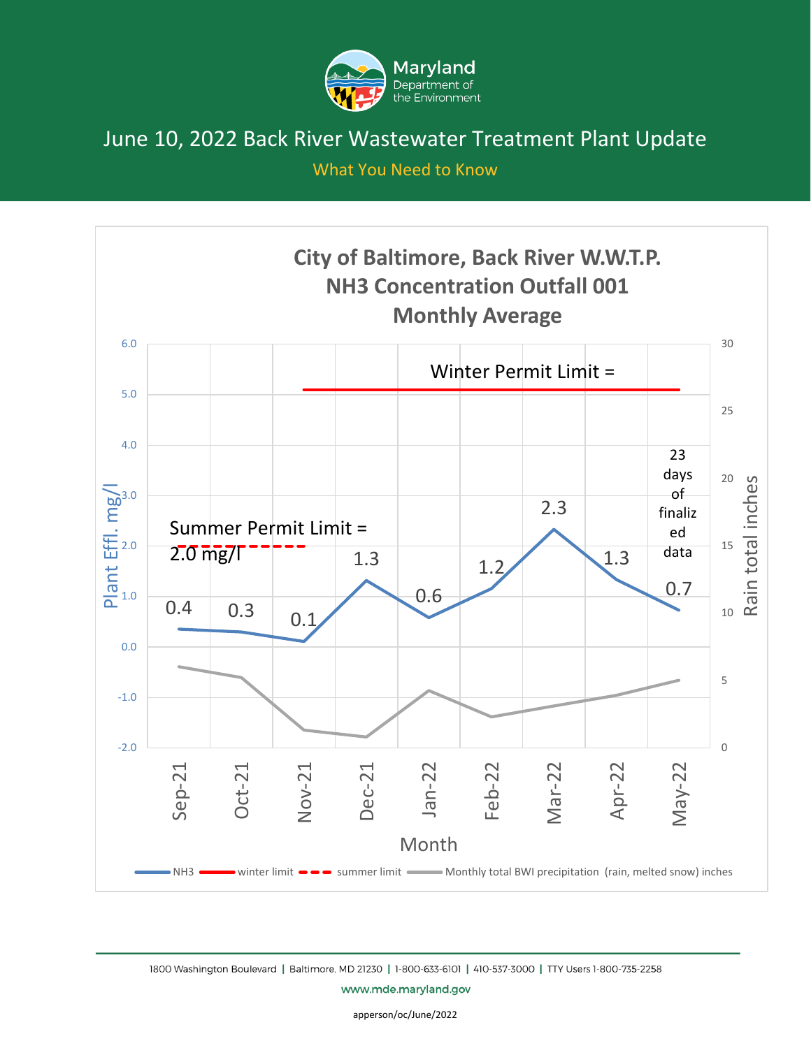# June 10, 2022 Back River Wastewater Treatment Plant Update

## What You Need to Know

**City of Baltimore, Back River W.W.T.P.**
**NH3 Concentration Outfall 001**
**Monthly Average**

Winter Permit Limit =

Summer Permit Limit = 2.0 mg/l

| Month | NH3 (Plant Effl. mg/l) |
|---|---|
| Sep-21 | 0.4 |
| Oct-21 | 0.3 |
| Nov-21 | 0.1 |
| Dec-21 | 1.3 |
| Jan-22 | 0.6 |
| Feb-22 | 1.2 |
| Mar-22 | 2.3 |
| Apr-22 | 1.3 |
| May-22 | 0.7 (23 days of finalized data) |

Plant Effl. mg/l | Rain total inches | Month

NH3 | winter limit | summer limit | Monthly total BWI precipitation (rain, melted snow) inches

1800 Washington Boulevard | Baltimore, MD 21230 | 1-800-633-6101 | 410-537-3000 | TTY Users 1-800-735-2258

www.mde.maryland.gov

apperson/oc/June/2022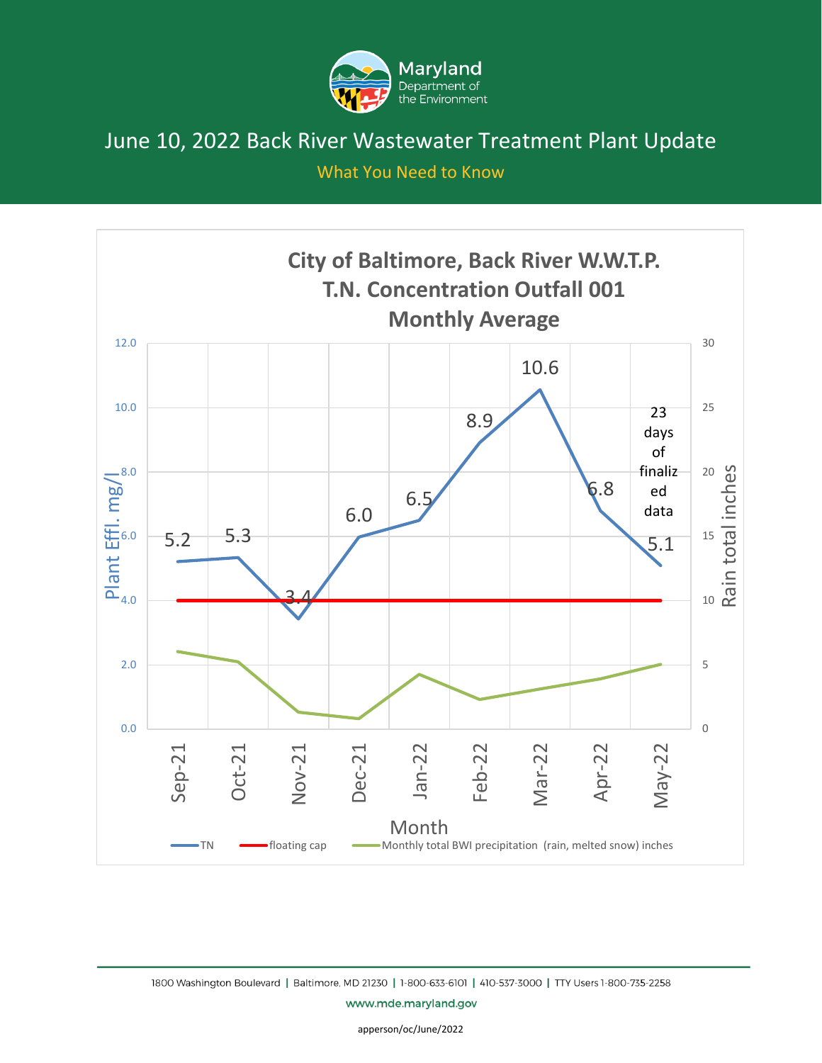# June 10, 2022 Back River Wastewater Treatment Plant Update

What You Need to Know

## City of Baltimore, Back River W.W.T.P.
## T.N. Concentration Outfall 001
## Monthly Average

| Month | TN (Plant Effl. mg/l) |
|---|---|
| Sep-21 | 5.2 |
| Oct-21 | 5.3 |
| Nov-21 | 3.4 |
| Dec-21 | 6.0 |
| Jan-22 | 6.5 |
| Feb-22 | 8.9 |
| Mar-22 | 10.6 |
| Apr-22 | 6.8 |
| May-22 | 5.1 |

May-22: 23 days of finalized data

Floating cap: 4.0 mg/l

Axes: Plant Effl. mg/l (left, 0.0–12.0); Rain total inches (right, 0–30); Month

Legend: TN; floating cap; Monthly total BWI precipitation (rain, melted snow) inches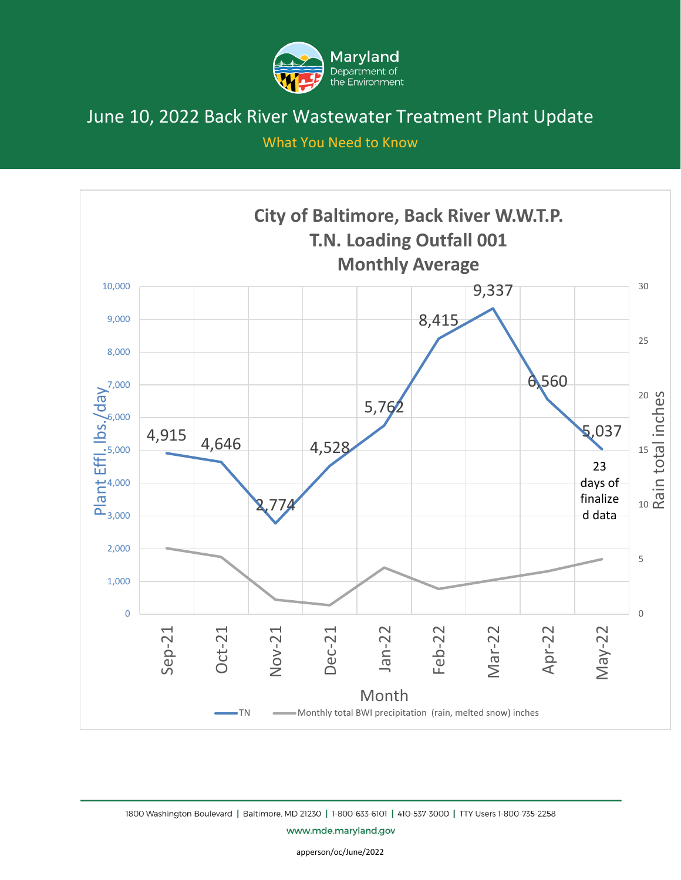# June 10, 2022 Back River Wastewater Treatment Plant Update

What You Need to Know

## City of Baltimore, Back River W.W.T.P. T.N. Loading Outfall 001 Monthly Average

| Month | TN (Plant Effl. lbs./day) |
|---|---|
| Sep-21 | 4,915 |
| Oct-21 | 4,646 |
| Nov-21 | 2,774 |
| Dec-21 | 4,528 |
| Jan-22 | 5,762 |
| Feb-22 | 8,415 |
| Mar-22 | 9,337 |
| Apr-22 | 6,560 |
| May-22 | 5,037 |

May-22: 23 days of finalized data

Legend: TN; Monthly total BWI precipitation (rain, melted snow) inches

Y-axis (left): Plant Effl. lbs./day; Y-axis (right): Rain total inches; X-axis: Month

1800 Washington Boulevard | Baltimore, MD 21230 | 1-800-633-6101 | 410-537-3000 | TTY Users 1-800-735-2258

www.mde.maryland.gov

apperson/oc/June/2022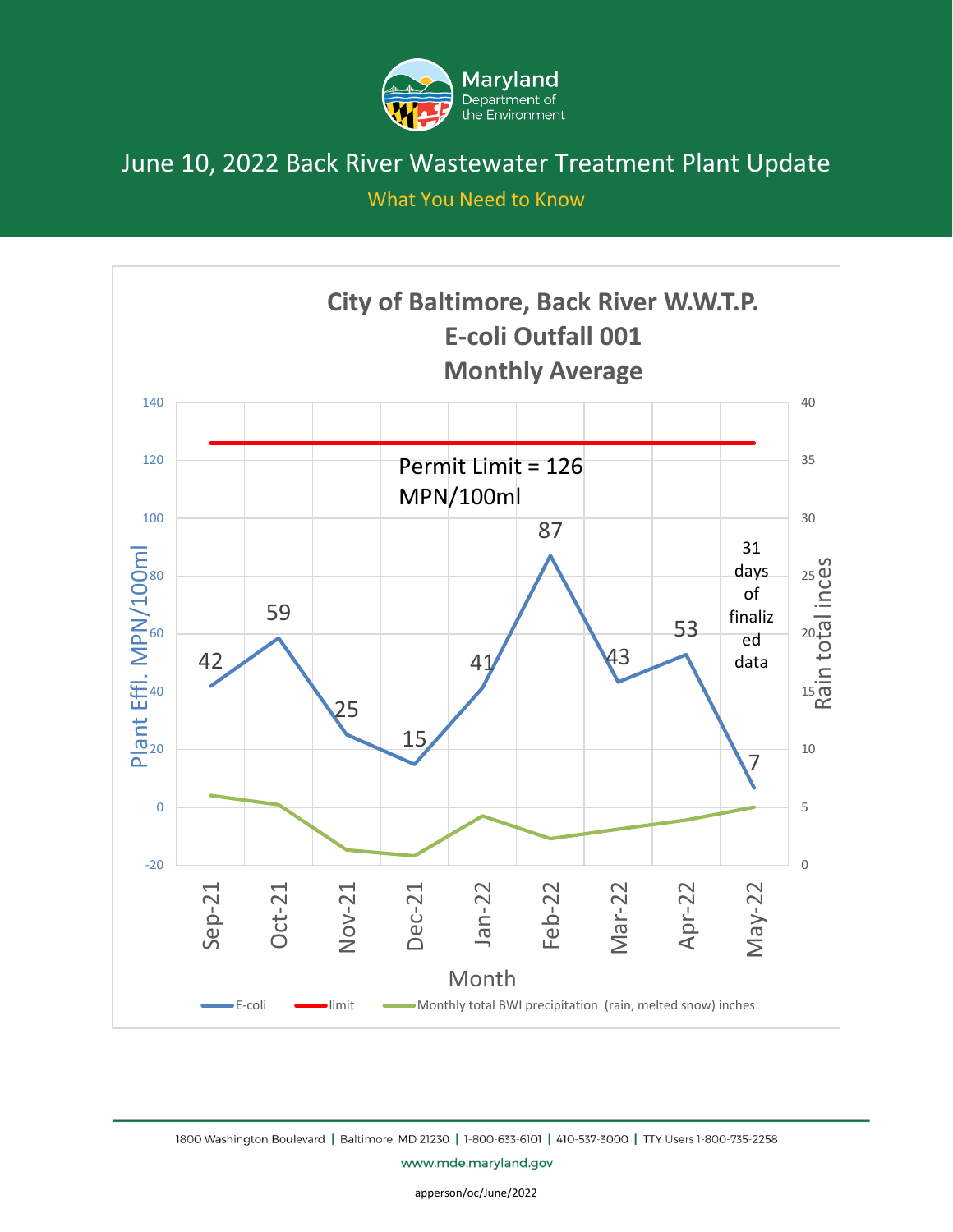Maryland Department of the Environment

# June 10, 2022 Back River Wastewater Treatment Plant Update

What You Need to Know

City of Baltimore, Back River W.W.T.P.
E-coli Outfall 001
Monthly Average

Permit Limit = 126 MPN/100ml

42
59
25
15
41
87
43
53
7

31 days of finaliz ed data

Plant Effl. MPN/100ml

140
120
100
80
60
40
20
0
-20

Rain total inces

40
35
30
25
20
15
10
5
0

Sep-21
Oct-21
Nov-21
Dec-21
Jan-22
Feb-22
Mar-22
Apr-22
May-22

Month

E-coli
limit
Monthly total BWI precipitation (rain, melted snow) inches

1800 Washington Boulevard | Baltimore, MD 21230 | 1-800-633-6101 | 410-537-3000 | TTY Users 1-800-735-2258

www.mde.maryland.gov

apperson/oc/June/2022